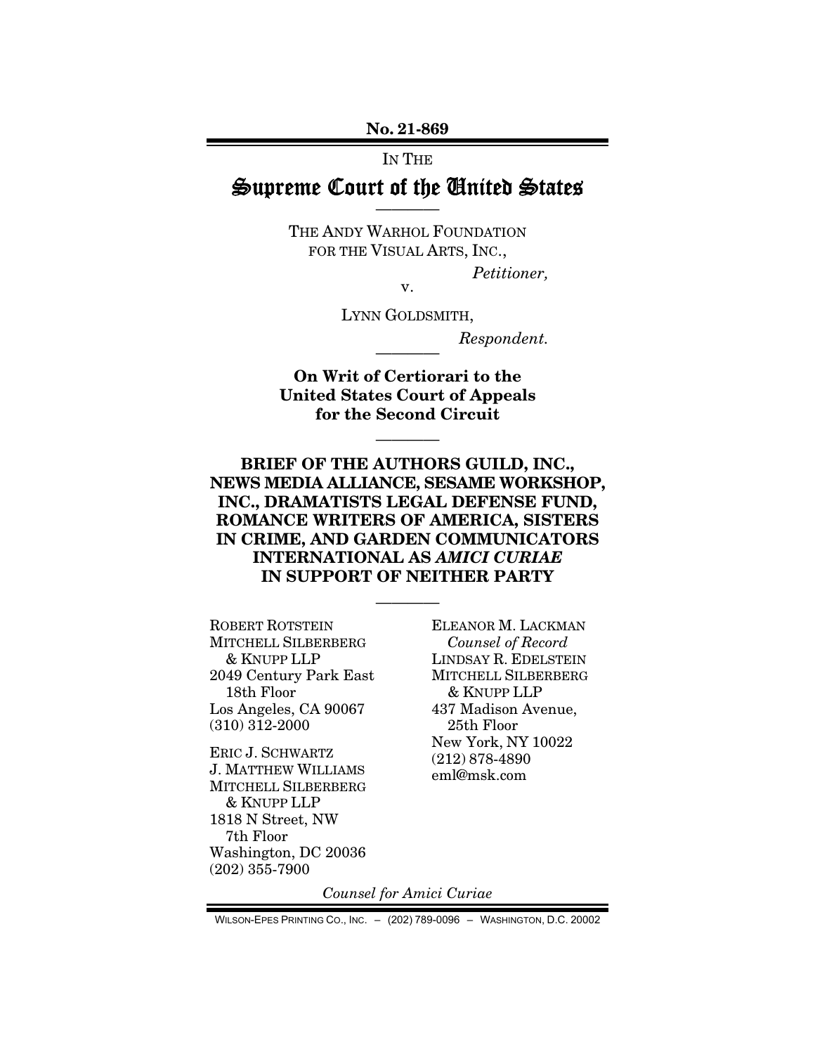**No. 21-869**

IN THE

# Supreme Court of the United States

————

THE ANDY WARHOL FOUNDATION FOR THE VISUAL ARTS, INC.,

*Petitioner,*

v.

LYNN GOLDSMITH,

*Respondent.*

————

**On Writ of Certiorari to the United States Court of Appeals for the Second Circuit**

————

**BRIEF OF THE AUTHORS GUILD, INC., NEWS MEDIA ALLIANCE, SESAME WORKSHOP, INC., DRAMATISTS LEGAL DEFENSE FUND, ROMANCE WRITERS OF AMERICA, SISTERS IN CRIME, AND GARDEN COMMUNICATORS INTERNATIONAL AS *AMICI CURIAE* IN SUPPORT OF NEITHER PARTY**

————

ROBERT ROTSTEIN
MITCHELL SILBERBERG & KNUPP LLP
2049 Century Park East 18th Floor
Los Angeles, CA 90067
(310) 312-2000

ERIC J. SCHWARTZ
J. MATTHEW WILLIAMS
MITCHELL SILBERBERG & KNUPP LLP
1818 N Street, NW 7th Floor
Washington, DC 20036
(202) 355-7900

ELEANOR M. LACKMAN
*Counsel of Record*
LINDSAY R. EDELSTEIN
MITCHELL SILBERBERG & KNUPP LLP
437 Madison Avenue, 25th Floor
New York, NY 10022
(212) 878-4890
eml@msk.com

*Counsel for Amici Curiae*

WILSON-EPES PRINTING CO., INC. – (202) 789-0096 – WASHINGTON, D.C. 20002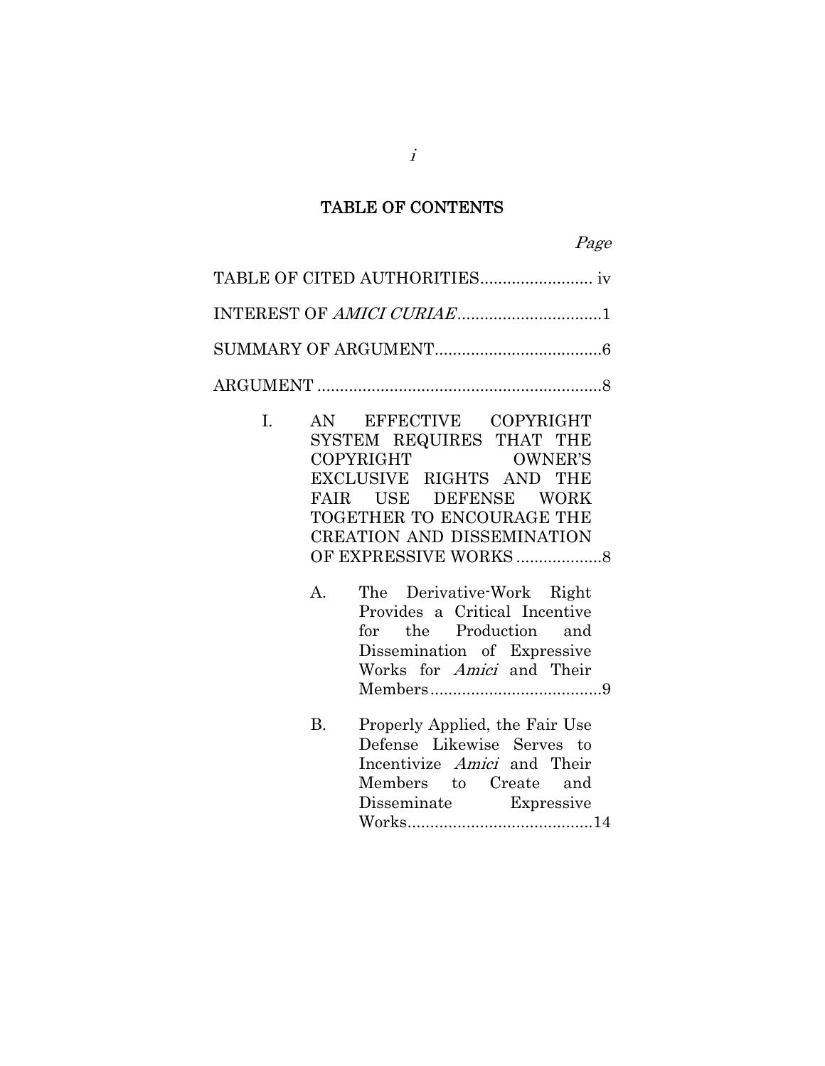## TABLE OF CONTENTS

*Page*

TABLE OF CITED AUTHORITIES......................... iv

INTEREST OF *AMICI CURIAE*................................1

SUMMARY OF ARGUMENT.....................................6

ARGUMENT ...............................................................8

I. AN EFFECTIVE COPYRIGHT SYSTEM REQUIRES THAT THE COPYRIGHT OWNER'S EXCLUSIVE RIGHTS AND THE FAIR USE DEFENSE WORK TOGETHER TO ENCOURAGE THE CREATION AND DISSEMINATION OF EXPRESSIVE WORKS ...................8

   A. The Derivative-Work Right Provides a Critical Incentive for the Production and Dissemination of Expressive Works for *Amici* and Their Members......................................9

   B. Properly Applied, the Fair Use Defense Likewise Serves to Incentivize *Amici* and Their Members to Create and Disseminate Expressive Works.........................................14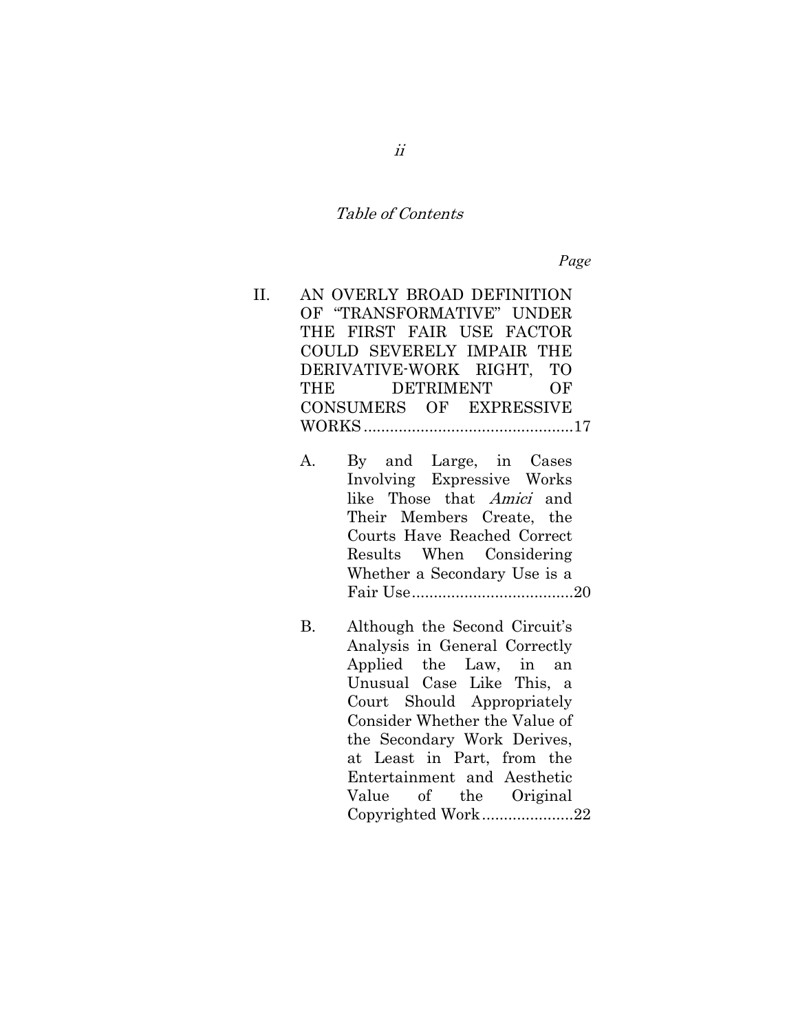*Table of Contents*

*Page*

II. AN OVERLY BROAD DEFINITION OF "TRANSFORMATIVE" UNDER THE FIRST FAIR USE FACTOR COULD SEVERELY IMPAIR THE DERIVATIVE-WORK RIGHT, TO THE DETRIMENT OF CONSUMERS OF EXPRESSIVE WORKS................................................17

  A. By and Large, in Cases Involving Expressive Works like Those that *Amici* and Their Members Create, the Courts Have Reached Correct Results When Considering Whether a Secondary Use is a Fair Use.....................................20

  B. Although the Second Circuit's Analysis in General Correctly Applied the Law, in an Unusual Case Like This, a Court Should Appropriately Consider Whether the Value of the Secondary Work Derives, at Least in Part, from the Entertainment and Aesthetic Value of the Original Copyrighted Work.....................22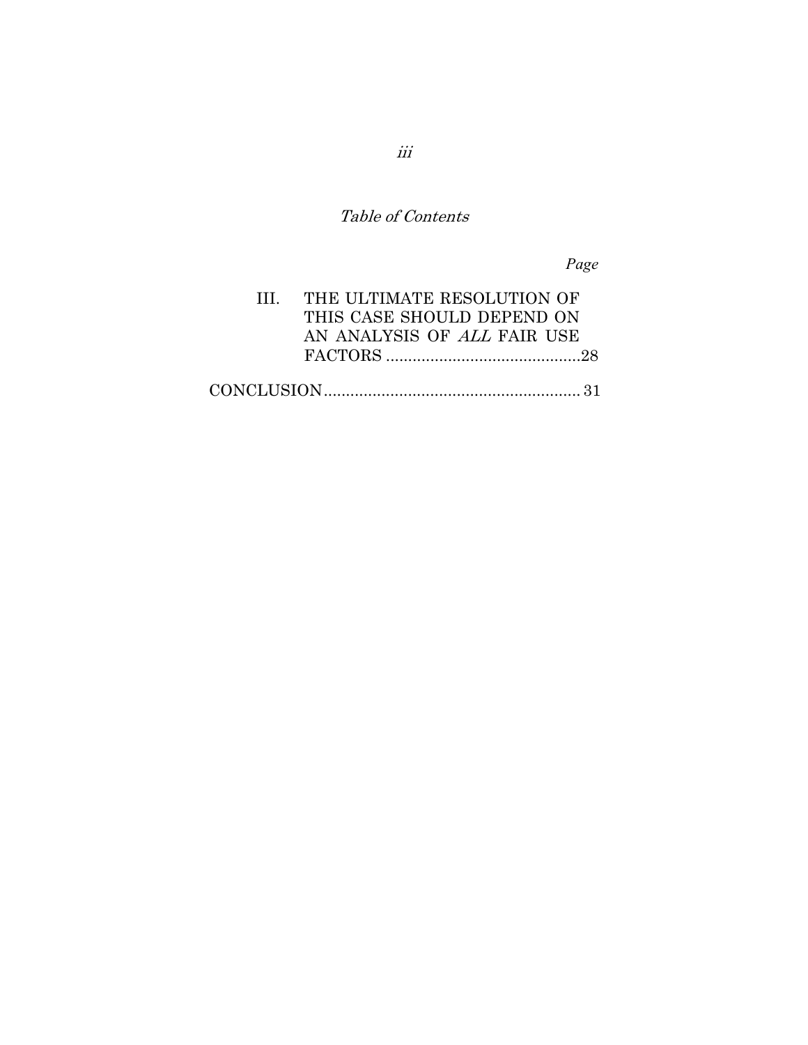*Table of Contents*

| | *Page* |
|---|---|
| III. THE ULTIMATE RESOLUTION OF THIS CASE SHOULD DEPEND ON AN ANALYSIS OF *ALL* FAIR USE FACTORS | 28 |
| CONCLUSION | 31 |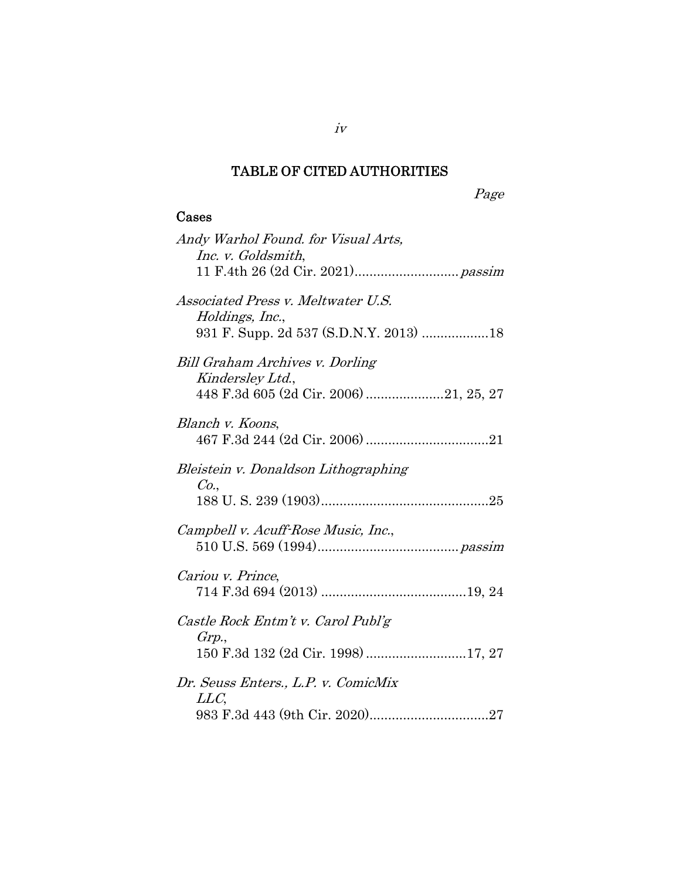## TABLE OF CITED AUTHORITIES

*Page*

### Cases

*Andy Warhol Found. for Visual Arts, Inc. v. Goldsmith*, 11 F.4th 26 (2d Cir. 2021) ........................... *passim*

*Associated Press v. Meltwater U.S. Holdings, Inc.*, 931 F. Supp. 2d 537 (S.D.N.Y. 2013) ..................18

*Bill Graham Archives v. Dorling Kindersley Ltd.*, 448 F.3d 605 (2d Cir. 2006) .....................21, 25, 27

*Blanch v. Koons*, 467 F.3d 244 (2d Cir. 2006) .................................21

*Bleistein v. Donaldson Lithographing Co.*, 188 U. S. 239 (1903).............................................25

*Campbell v. Acuff-Rose Music, Inc.*, 510 U.S. 569 (1994)...................................... *passim*

*Cariou v. Prince*, 714 F.3d 694 (2013) .......................................19, 24

*Castle Rock Entm't v. Carol Publ'g Grp.*, 150 F.3d 132 (2d Cir. 1998) ...........................17, 27

*Dr. Seuss Enters., L.P. v. ComicMix LLC*, 983 F.3d 443 (9th Cir. 2020)................................27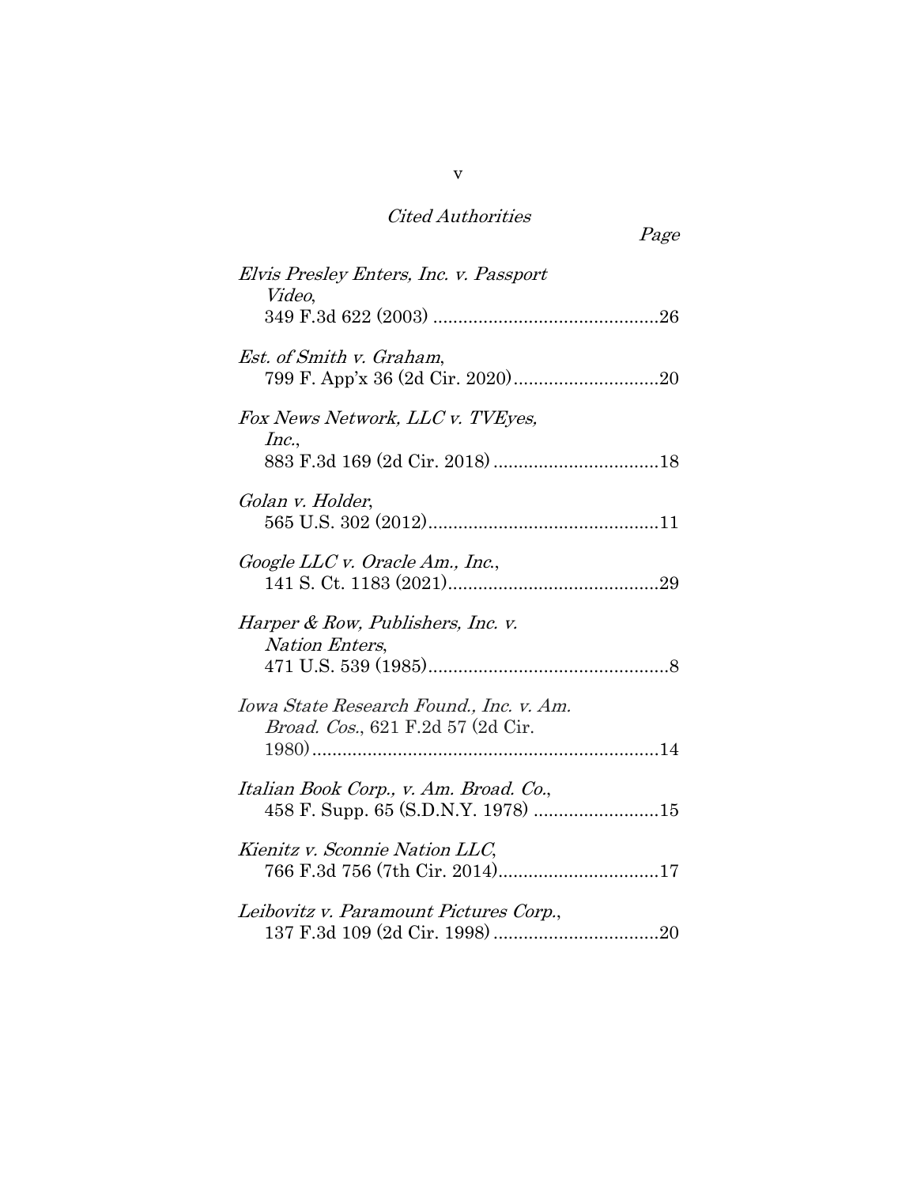*Cited Authorities*

*Page*

*Elvis Presley Enters, Inc. v. Passport Video*,
349 F.3d 622 (2003) ..............................................26

*Est. of Smith v. Graham*,
799 F. App'x 36 (2d Cir. 2020)..............................20

*Fox News Network, LLC v. TVEyes, Inc.*,
883 F.3d 169 (2d Cir. 2018) ..................................18

*Golan v. Holder*,
565 U.S. 302 (2012)...............................................11

*Google LLC v. Oracle Am., Inc.*,
141 S. Ct. 1183 (2021)...........................................29

*Harper & Row, Publishers, Inc. v. Nation Enters*,
471 U.S. 539 (1985).................................................8

*Iowa State Research Found., Inc. v. Am. Broad. Cos.*, 621 F.2d 57 (2d Cir. 1980).....................................................................14

*Italian Book Corp., v. Am. Broad. Co.*,
458 F. Supp. 65 (S.D.N.Y. 1978) .........................15

*Kienitz v. Sconnie Nation LLC*,
766 F.3d 756 (7th Cir. 2014)................................17

*Leibovitz v. Paramount Pictures Corp.*,
137 F.3d 109 (2d Cir. 1998) ..................................20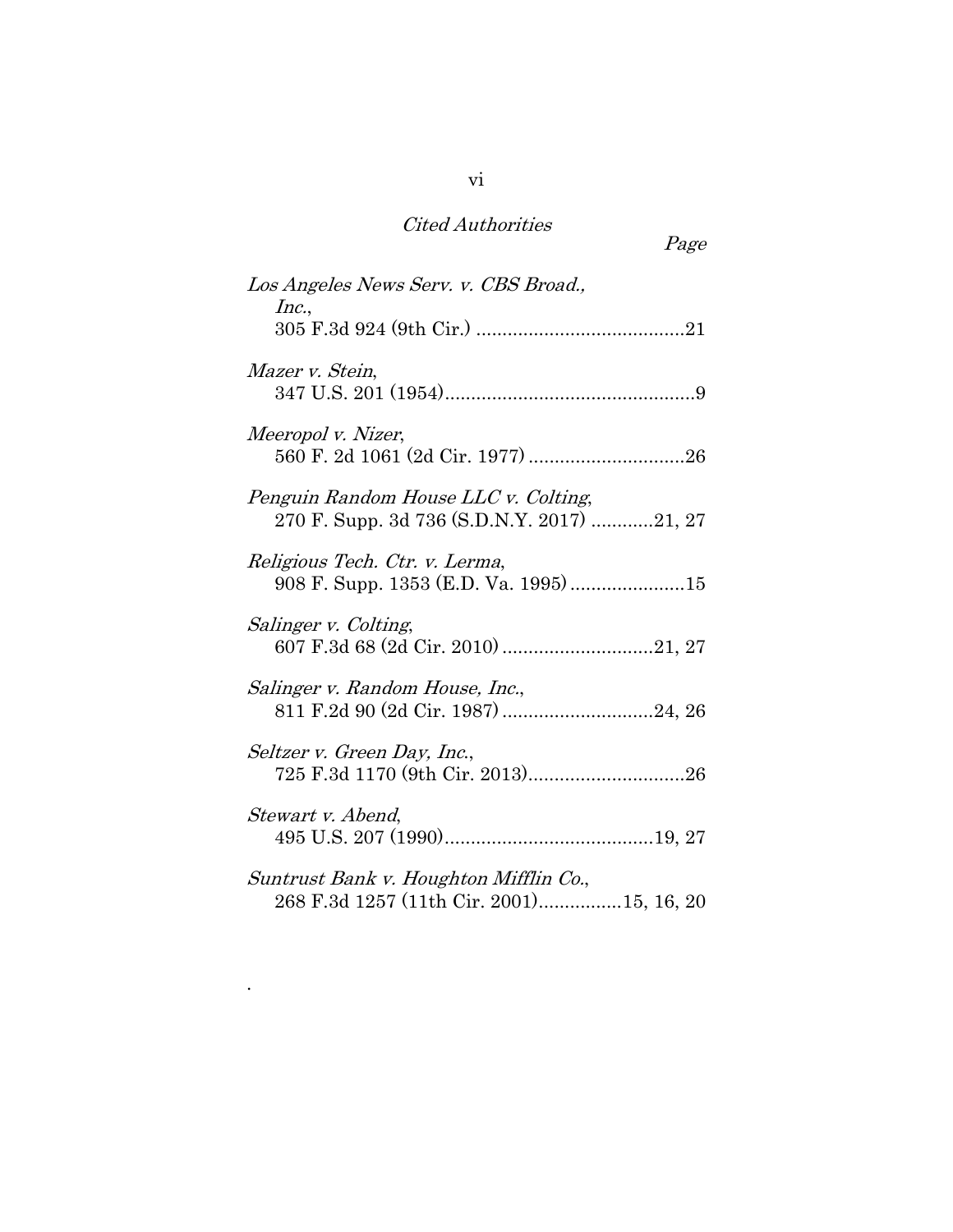*Cited Authorities*

*Page*

*Los Angeles News Serv. v. CBS Broad., Inc.*,
305 F.3d 924 (9th Cir.) .......................................21

*Mazer v. Stein*,
347 U.S. 201 (1954)...............................................9

*Meeropol v. Nizer*,
560 F. 2d 1061 (2d Cir. 1977) .............................26

*Penguin Random House LLC v. Colting*,
270 F. Supp. 3d 736 (S.D.N.Y. 2017) ............21, 27

*Religious Tech. Ctr. v. Lerma*,
908 F. Supp. 1353 (E.D. Va. 1995) .....................15

*Salinger v. Colting*,
607 F.3d 68 (2d Cir. 2010) ............................21, 27

*Salinger v. Random House, Inc.*,
811 F.2d 90 (2d Cir. 1987) ............................24, 26

*Seltzer v. Green Day, Inc.*,
725 F.3d 1170 (9th Cir. 2013).............................26

*Stewart v. Abend*,
495 U.S. 207 (1990).......................................19, 27

*Suntrust Bank v. Houghton Mifflin Co.*,
268 F.3d 1257 (11th Cir. 2001)...............15, 16, 20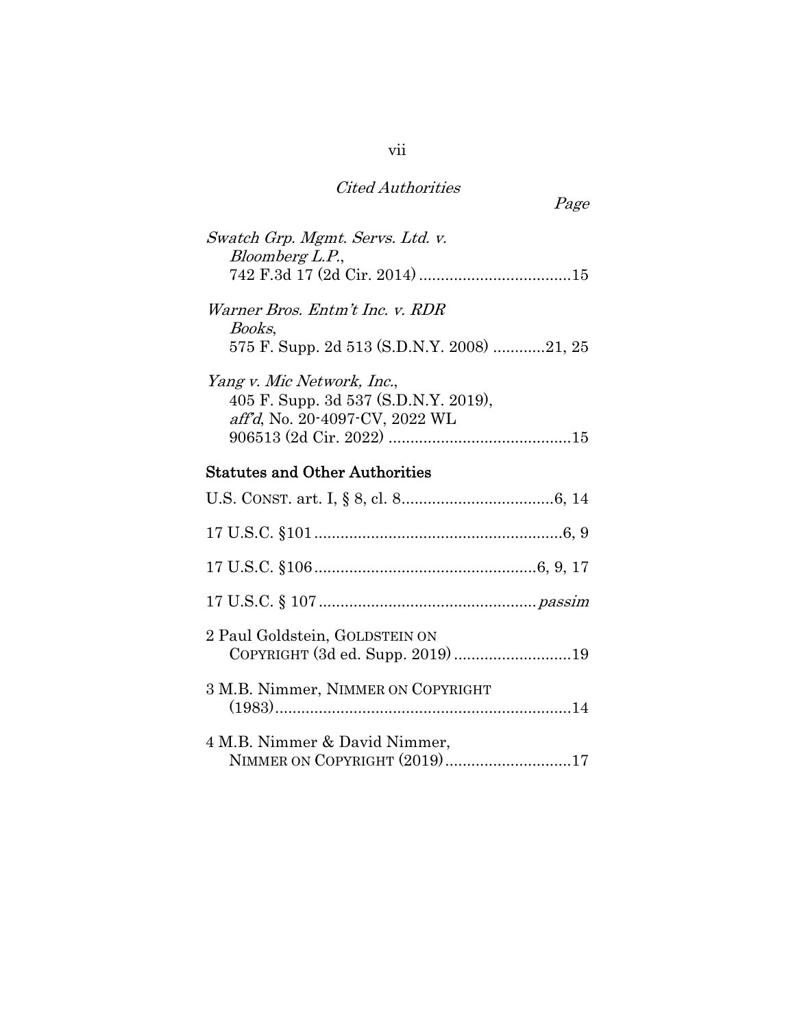*Cited Authorities*

*Page*

*Swatch Grp. Mgmt. Servs. Ltd. v. Bloomberg L.P.*, 742 F.3d 17 (2d Cir. 2014) ....................................15

*Warner Bros. Entm't Inc. v. RDR Books*, 575 F. Supp. 2d 513 (S.D.N.Y. 2008) ............21, 25

*Yang v. Mic Network, Inc.*, 405 F. Supp. 3d 537 (S.D.N.Y. 2019), *aff'd*, No. 20-4097-CV, 2022 WL 906513 (2d Cir. 2022) ..........................................15

## Statutes and Other Authorities

U.S. CONST. art. I, § 8, cl. 8....................................6, 14

17 U.S.C. §101.........................................................6, 9

17 U.S.C. §106..................................................6, 9, 17

17 U.S.C. § 107.................................................*passim*

2 Paul Goldstein, GOLDSTEIN ON COPYRIGHT (3d ed. Supp. 2019)...........................19

3 M.B. Nimmer, NIMMER ON COPYRIGHT (1983)....................................................................14

4 M.B. Nimmer & David Nimmer, NIMMER ON COPYRIGHT (2019).............................17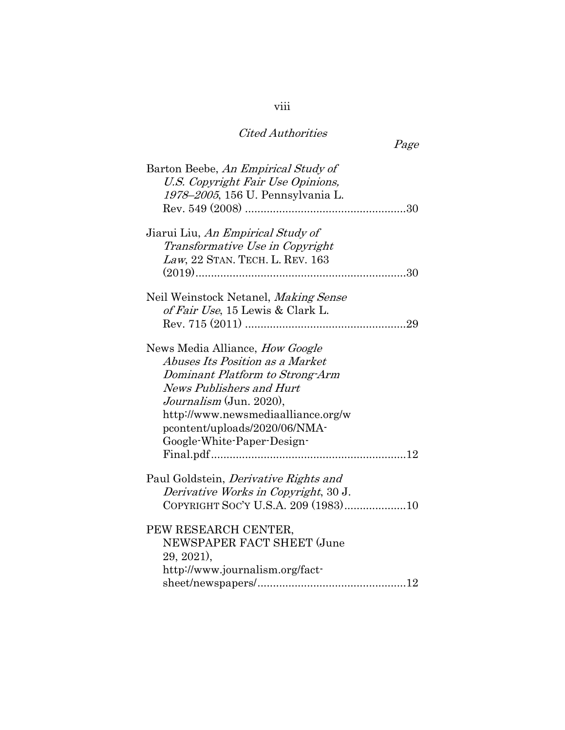*Cited Authorities*

*Page*

Barton Beebe, *An Empirical Study of U.S. Copyright Fair Use Opinions, 1978–2005*, 156 U. Pennsylvania L. Rev. 549 (2008) ....................................................30

Jiarui Liu, *An Empirical Study of Transformative Use in Copyright Law*, 22 STAN. TECH. L. REV. 163 (2019)....................................................................30

Neil Weinstock Netanel, *Making Sense of Fair Use*, 15 Lewis & Clark L. Rev. 715 (2011) ....................................................29

News Media Alliance, *How Google Abuses Its Position as a Market Dominant Platform to Strong-Arm News Publishers and Hurt Journalism* (Jun. 2020), http://www.newsmediaalliance.org/wpcontent/uploads/2020/06/NMA-Google-White-Paper-Design-Final.pdf...............................................................12

Paul Goldstein, *Derivative Rights and Derivative Works in Copyright*, 30 J. COPYRIGHT SOC'Y U.S.A. 209 (1983)....................10

PEW RESEARCH CENTER, NEWSPAPER FACT SHEET (June 29, 2021), http://www.journalism.org/fact-sheet/newspapers/................................................12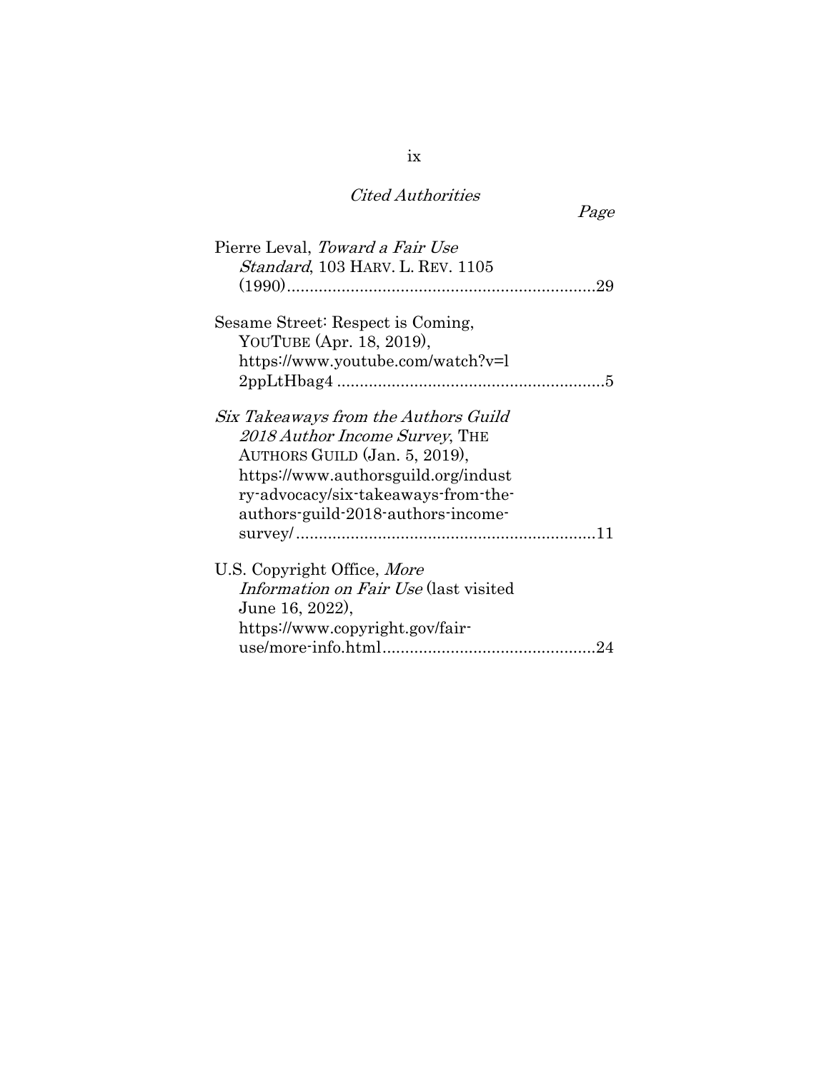*Cited Authorities*

*Page*

Pierre Leval, *Toward a Fair Use Standard*, 103 HARV. L. REV. 1105 (1990).....................................................................29

Sesame Street: Respect is Coming, YOUTUBE (Apr. 18, 2019), https://www.youtube.com/watch?v=l2ppLtHbag4 ...........................................................5

*Six Takeaways from the Authors Guild 2018 Author Income Survey*, THE AUTHORS GUILD (Jan. 5, 2019), https://www.authorsguild.org/industry-advocacy/six-takeaways-from-the-authors-guild-2018-authors-income-survey/..................................................................11

U.S. Copyright Office, *More Information on Fair Use* (last visited June 16, 2022), https://www.copyright.gov/fair-use/more-info.html..............................................24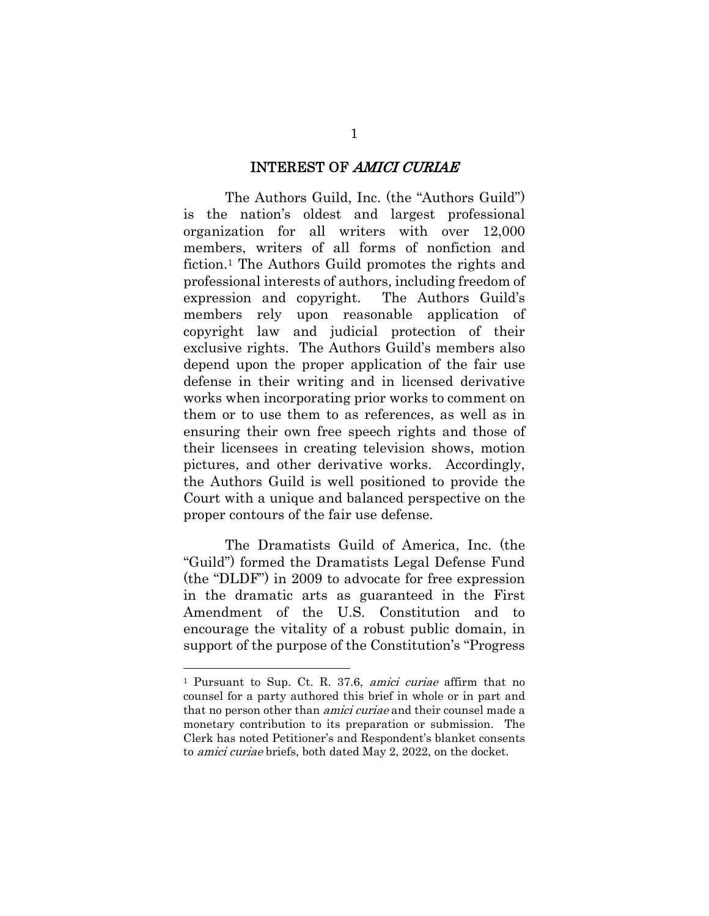## INTEREST OF *AMICI CURIAE*

The Authors Guild, Inc. (the "Authors Guild") is the nation's oldest and largest professional organization for all writers with over 12,000 members, writers of all forms of nonfiction and fiction.[1] The Authors Guild promotes the rights and professional interests of authors, including freedom of expression and copyright. The Authors Guild's members rely upon reasonable application of copyright law and judicial protection of their exclusive rights. The Authors Guild's members also depend upon the proper application of the fair use defense in their writing and in licensed derivative works when incorporating prior works to comment on them or to use them to as references, as well as in ensuring their own free speech rights and those of their licensees in creating television shows, motion pictures, and other derivative works. Accordingly, the Authors Guild is well positioned to provide the Court with a unique and balanced perspective on the proper contours of the fair use defense.

The Dramatists Guild of America, Inc. (the "Guild") formed the Dramatists Legal Defense Fund (the "DLDF") in 2009 to advocate for free expression in the dramatic arts as guaranteed in the First Amendment of the U.S. Constitution and to encourage the vitality of a robust public domain, in support of the purpose of the Constitution's "Progress

---

[1] Pursuant to Sup. Ct. R. 37.6, *amici curiae* affirm that no counsel for a party authored this brief in whole or in part and that no person other than *amici curiae* and their counsel made a monetary contribution to its preparation or submission. The Clerk has noted Petitioner's and Respondent's blanket consents to *amici curiae* briefs, both dated May 2, 2022, on the docket.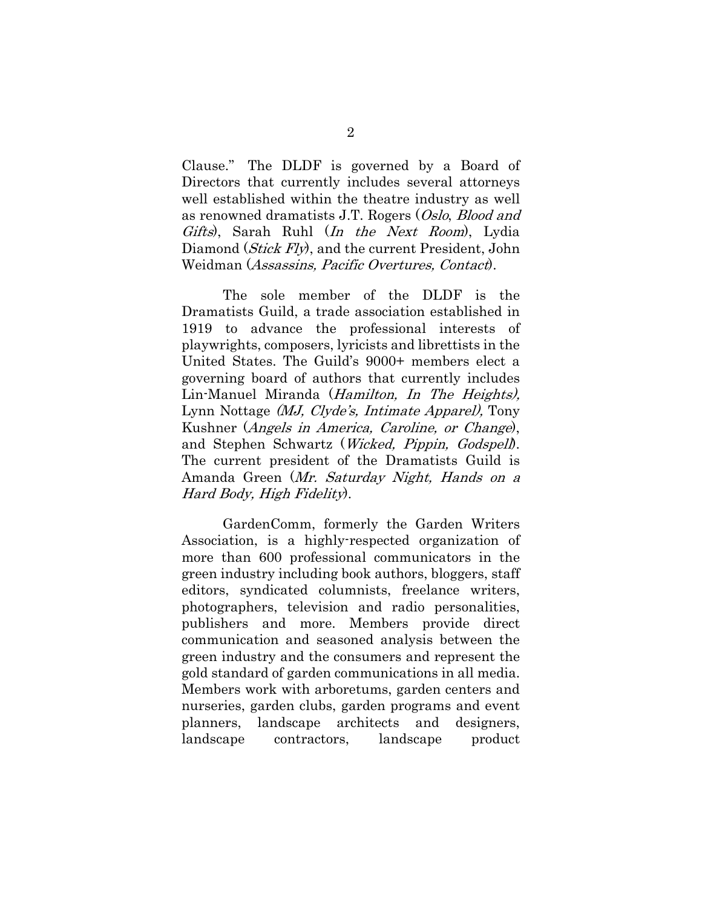Clause." The DLDF is governed by a Board of Directors that currently includes several attorneys well established within the theatre industry as well as renowned dramatists J.T. Rogers (*Oslo*, *Blood and Gifts*), Sarah Ruhl (*In the Next Room*), Lydia Diamond (*Stick Fly*), and the current President, John Weidman (*Assassins, Pacific Overtures, Contact*).

The sole member of the DLDF is the Dramatists Guild, a trade association established in 1919 to advance the professional interests of playwrights, composers, lyricists and librettists in the United States. The Guild's 9000+ members elect a governing board of authors that currently includes Lin-Manuel Miranda (*Hamilton, In The Heights),* Lynn Nottage *(MJ, Clyde's, Intimate Apparel),* Tony Kushner (*Angels in America, Caroline, or Change*), and Stephen Schwartz (*Wicked, Pippin, Godspell*). The current president of the Dramatists Guild is Amanda Green (*Mr. Saturday Night, Hands on a Hard Body, High Fidelity*).

GardenComm, formerly the Garden Writers Association, is a highly-respected organization of more than 600 professional communicators in the green industry including book authors, bloggers, staff editors, syndicated columnists, freelance writers, photographers, television and radio personalities, publishers and more. Members provide direct communication and seasoned analysis between the green industry and the consumers and represent the gold standard of garden communications in all media. Members work with arboretums, garden centers and nurseries, garden clubs, garden programs and event planners, landscape architects and designers, landscape contractors, landscape product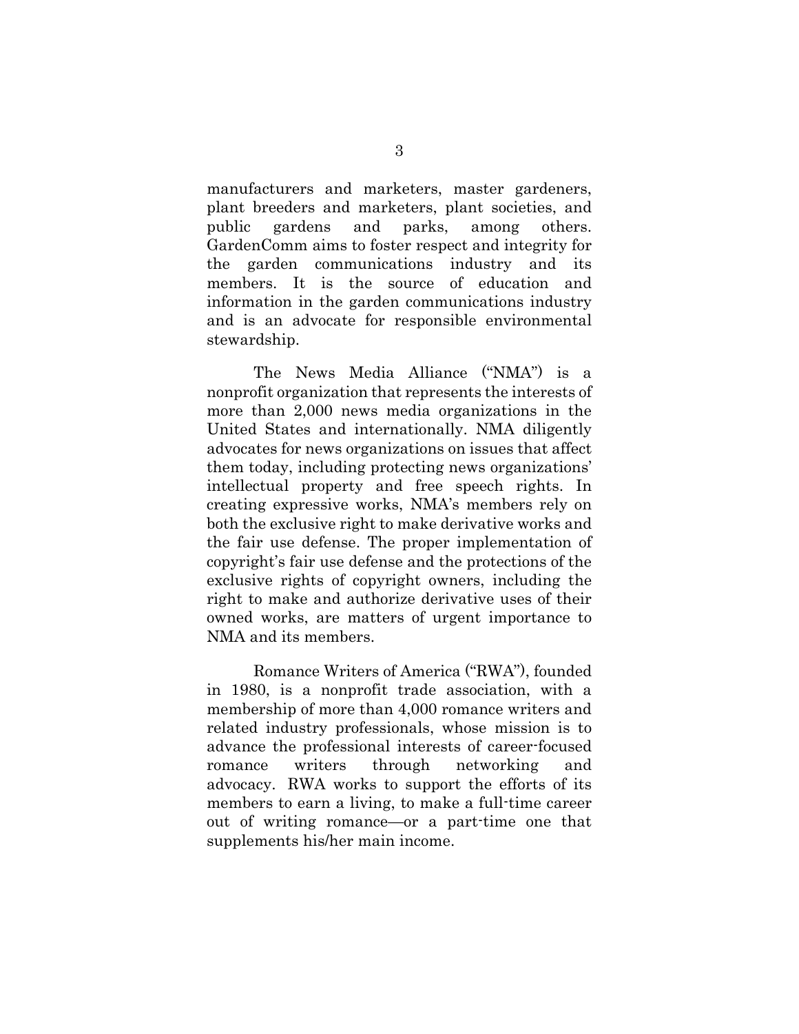manufacturers and marketers, master gardeners, plant breeders and marketers, plant societies, and public gardens and parks, among others. GardenComm aims to foster respect and integrity for the garden communications industry and its members. It is the source of education and information in the garden communications industry and is an advocate for responsible environmental stewardship.

The News Media Alliance ("NMA") is a nonprofit organization that represents the interests of more than 2,000 news media organizations in the United States and internationally. NMA diligently advocates for news organizations on issues that affect them today, including protecting news organizations' intellectual property and free speech rights. In creating expressive works, NMA's members rely on both the exclusive right to make derivative works and the fair use defense. The proper implementation of copyright's fair use defense and the protections of the exclusive rights of copyright owners, including the right to make and authorize derivative uses of their owned works, are matters of urgent importance to NMA and its members.

Romance Writers of America ("RWA"), founded in 1980, is a nonprofit trade association, with a membership of more than 4,000 romance writers and related industry professionals, whose mission is to advance the professional interests of career-focused romance writers through networking and advocacy. RWA works to support the efforts of its members to earn a living, to make a full-time career out of writing romance—or a part-time one that supplements his/her main income.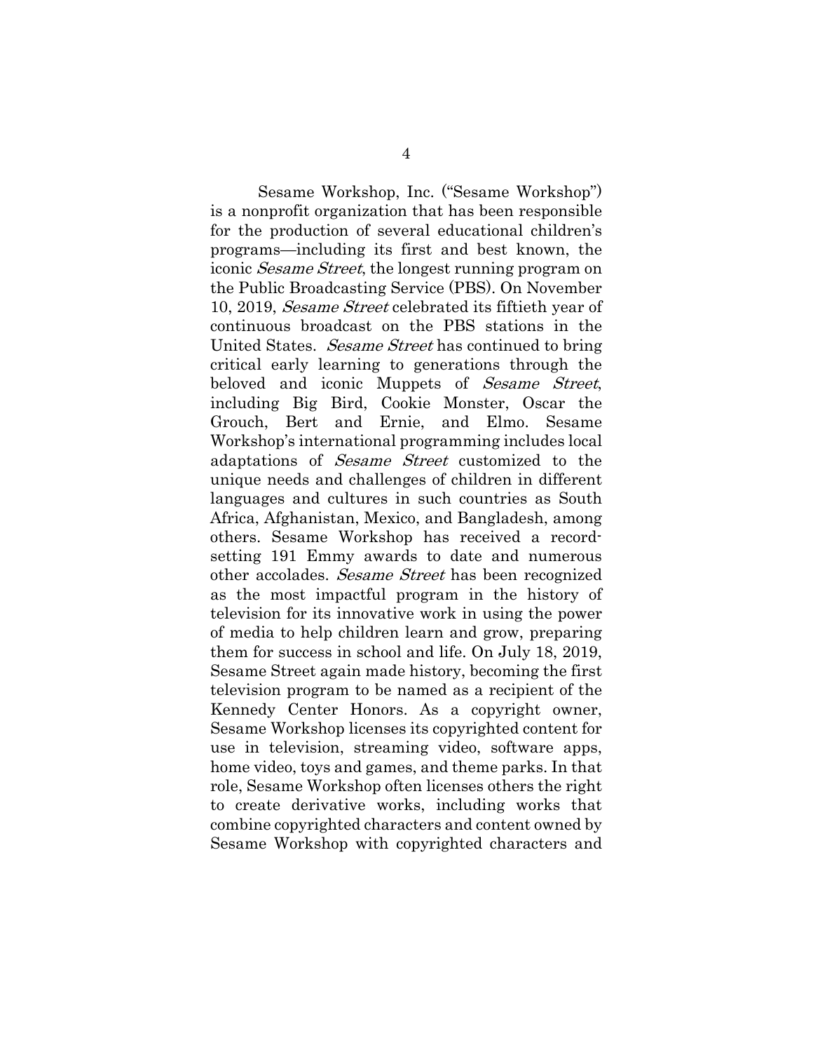Sesame Workshop, Inc. ("Sesame Workshop") is a nonprofit organization that has been responsible for the production of several educational children's programs—including its first and best known, the iconic *Sesame Street*, the longest running program on the Public Broadcasting Service (PBS). On November 10, 2019, *Sesame Street* celebrated its fiftieth year of continuous broadcast on the PBS stations in the United States. *Sesame Street* has continued to bring critical early learning to generations through the beloved and iconic Muppets of *Sesame Street*, including Big Bird, Cookie Monster, Oscar the Grouch, Bert and Ernie, and Elmo. Sesame Workshop's international programming includes local adaptations of *Sesame Street* customized to the unique needs and challenges of children in different languages and cultures in such countries as South Africa, Afghanistan, Mexico, and Bangladesh, among others. Sesame Workshop has received a record-setting 191 Emmy awards to date and numerous other accolades. *Sesame Street* has been recognized as the most impactful program in the history of television for its innovative work in using the power of media to help children learn and grow, preparing them for success in school and life. On July 18, 2019, Sesame Street again made history, becoming the first television program to be named as a recipient of the Kennedy Center Honors. As a copyright owner, Sesame Workshop licenses its copyrighted content for use in television, streaming video, software apps, home video, toys and games, and theme parks. In that role, Sesame Workshop often licenses others the right to create derivative works, including works that combine copyrighted characters and content owned by Sesame Workshop with copyrighted characters and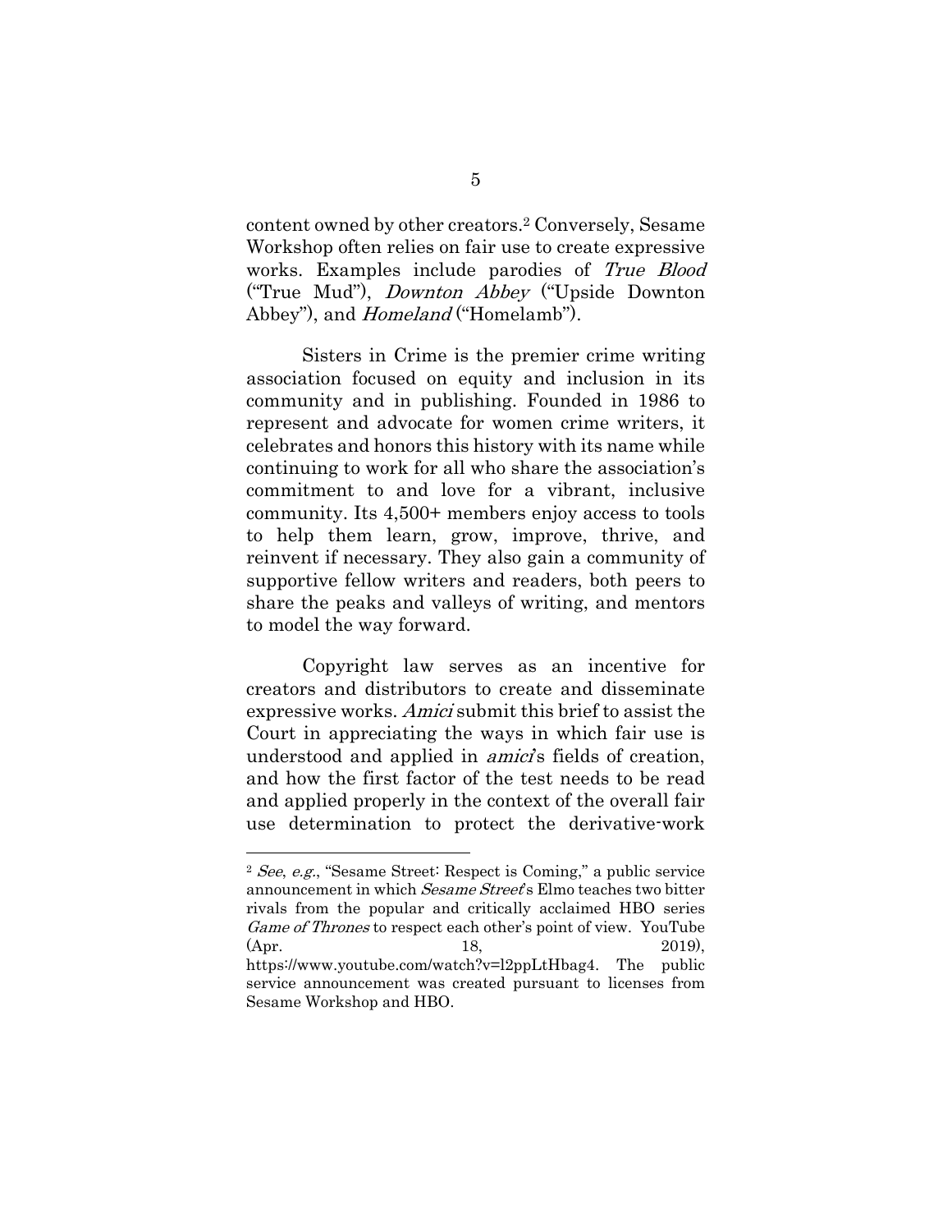content owned by other creators.[2] Conversely, Sesame Workshop often relies on fair use to create expressive works. Examples include parodies of *True Blood* ("True Mud"), *Downton Abbey* ("Upside Downton Abbey"), and *Homeland* ("Homelamb").

Sisters in Crime is the premier crime writing association focused on equity and inclusion in its community and in publishing. Founded in 1986 to represent and advocate for women crime writers, it celebrates and honors this history with its name while continuing to work for all who share the association's commitment to and love for a vibrant, inclusive community. Its 4,500+ members enjoy access to tools to help them learn, grow, improve, thrive, and reinvent if necessary. They also gain a community of supportive fellow writers and readers, both peers to share the peaks and valleys of writing, and mentors to model the way forward.

Copyright law serves as an incentive for creators and distributors to create and disseminate expressive works. *Amici* submit this brief to assist the Court in appreciating the ways in which fair use is understood and applied in *amici*'s fields of creation, and how the first factor of the test needs to be read and applied properly in the context of the overall fair use determination to protect the derivative-work

---

[2] *See*, *e.g.*, "Sesame Street: Respect is Coming," a public service announcement in which *Sesame Street*'s Elmo teaches two bitter rivals from the popular and critically acclaimed HBO series *Game of Thrones* to respect each other's point of view. YouTube (Apr. 18, 2019), https://www.youtube.com/watch?v=l2ppLtHbag4. The public service announcement was created pursuant to licenses from Sesame Workshop and HBO.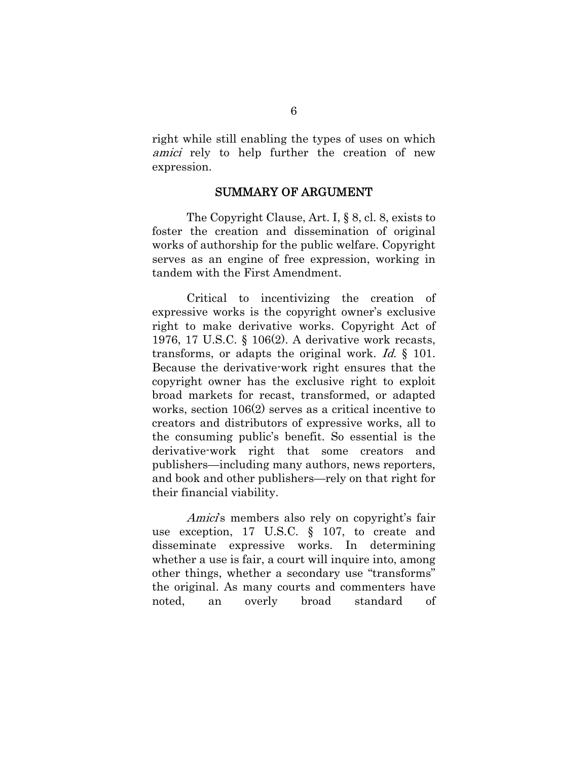right while still enabling the types of uses on which *amici* rely to help further the creation of new expression.

## SUMMARY OF ARGUMENT

The Copyright Clause, Art. I, § 8, cl. 8, exists to foster the creation and dissemination of original works of authorship for the public welfare. Copyright serves as an engine of free expression, working in tandem with the First Amendment.

Critical to incentivizing the creation of expressive works is the copyright owner's exclusive right to make derivative works. Copyright Act of 1976, 17 U.S.C. § 106(2). A derivative work recasts, transforms, or adapts the original work. *Id.* § 101. Because the derivative-work right ensures that the copyright owner has the exclusive right to exploit broad markets for recast, transformed, or adapted works, section 106(2) serves as a critical incentive to creators and distributors of expressive works, all to the consuming public's benefit. So essential is the derivative-work right that some creators and publishers—including many authors, news reporters, and book and other publishers—rely on that right for their financial viability.

*Amici*'s members also rely on copyright's fair use exception, 17 U.S.C. § 107, to create and disseminate expressive works. In determining whether a use is fair, a court will inquire into, among other things, whether a secondary use "transforms" the original. As many courts and commenters have noted, an overly broad standard of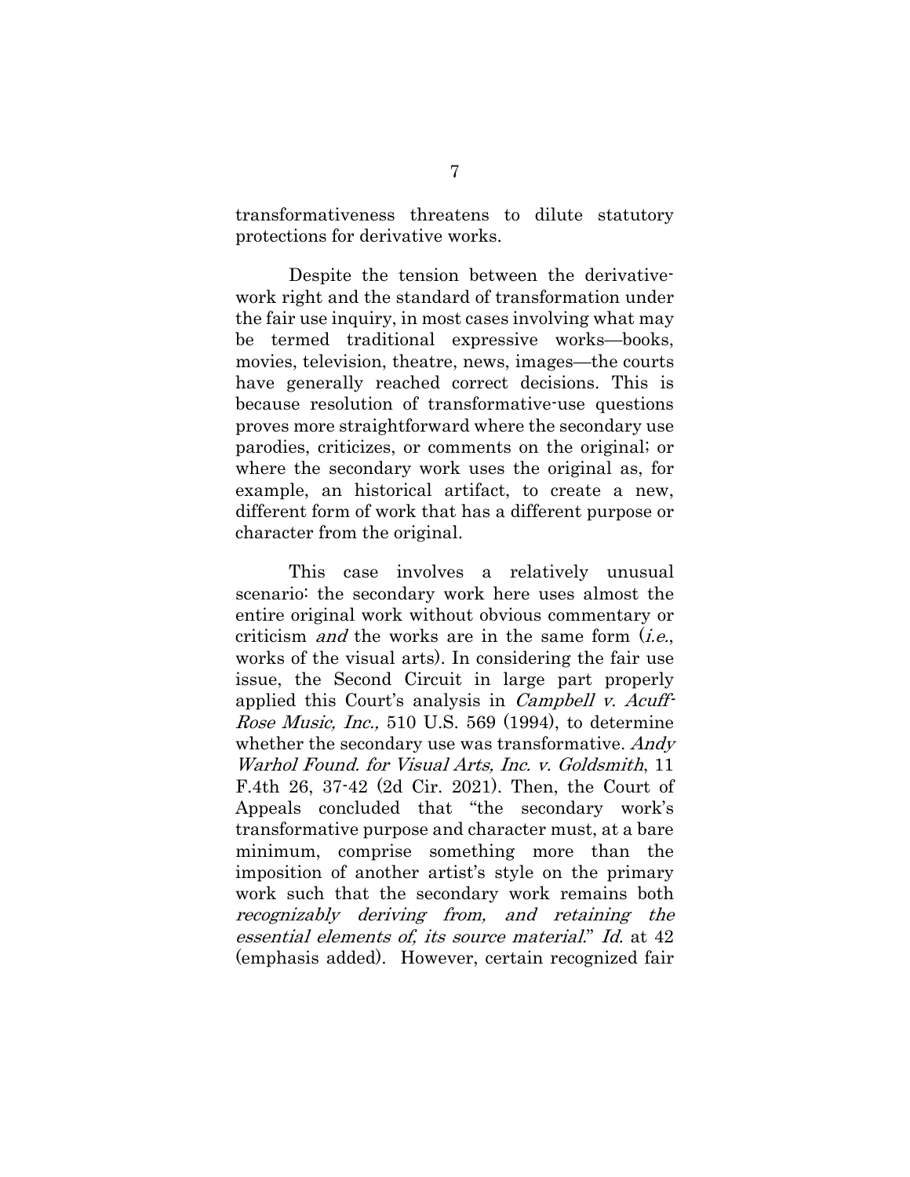transformativeness threatens to dilute statutory protections for derivative works.

Despite the tension between the derivative-work right and the standard of transformation under the fair use inquiry, in most cases involving what may be termed traditional expressive works—books, movies, television, theatre, news, images—the courts have generally reached correct decisions. This is because resolution of transformative-use questions proves more straightforward where the secondary use parodies, criticizes, or comments on the original; or where the secondary work uses the original as, for example, an historical artifact, to create a new, different form of work that has a different purpose or character from the original.

This case involves a relatively unusual scenario: the secondary work here uses almost the entire original work without obvious commentary or criticism *and* the works are in the same form (*i.e.*, works of the visual arts). In considering the fair use issue, the Second Circuit in large part properly applied this Court's analysis in *Campbell v. Acuff-Rose Music, Inc.,* 510 U.S. 569 (1994), to determine whether the secondary use was transformative. *Andy Warhol Found. for Visual Arts, Inc. v. Goldsmith*, 11 F.4th 26, 37-42 (2d Cir. 2021). Then, the Court of Appeals concluded that "the secondary work's transformative purpose and character must, at a bare minimum, comprise something more than the imposition of another artist's style on the primary work such that the secondary work remains both *recognizably deriving from, and retaining the essential elements of, its source material*." *Id.* at 42 (emphasis added). However, certain recognized fair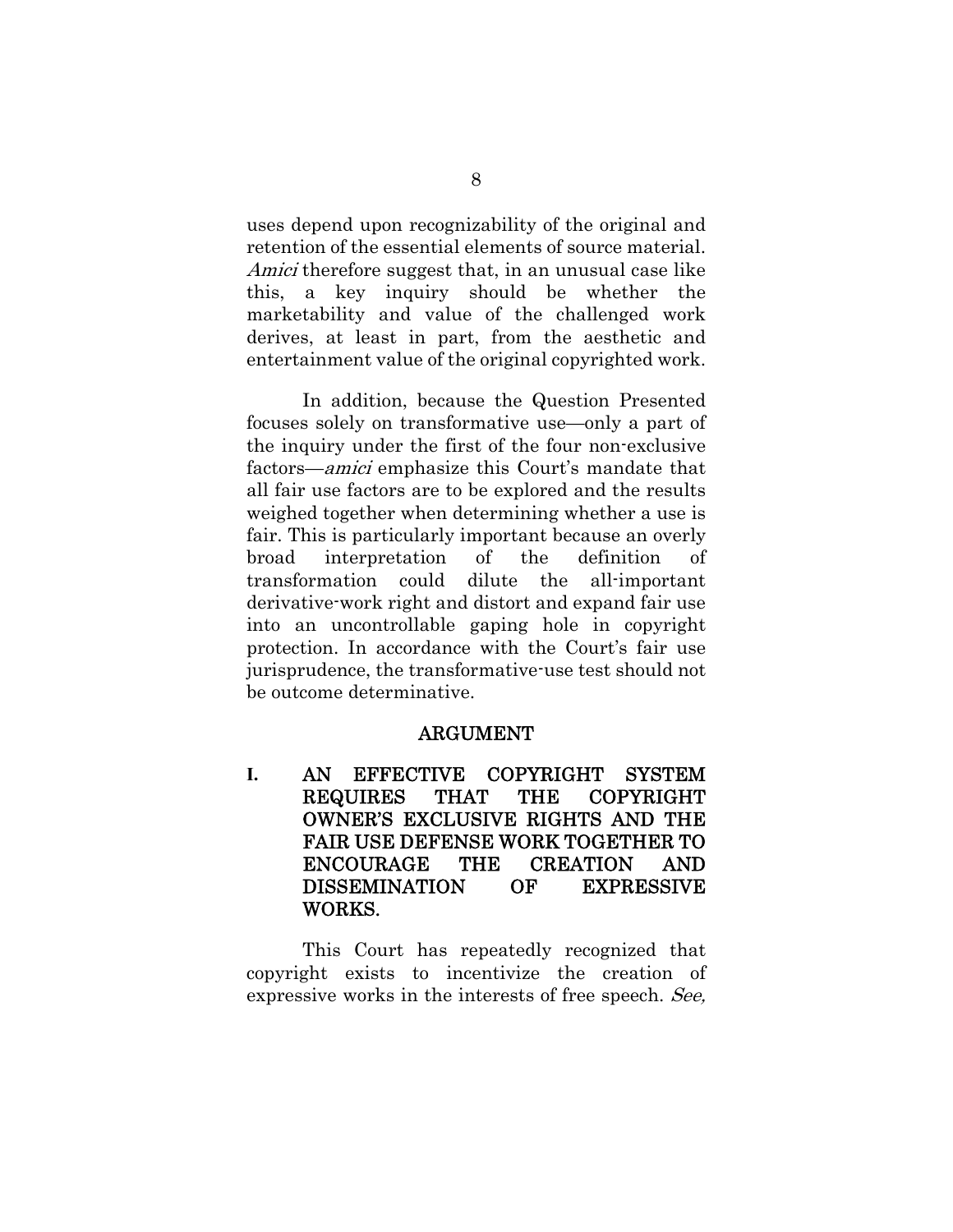uses depend upon recognizability of the original and retention of the essential elements of source material. *Amici* therefore suggest that, in an unusual case like this, a key inquiry should be whether the marketability and value of the challenged work derives, at least in part, from the aesthetic and entertainment value of the original copyrighted work.

In addition, because the Question Presented focuses solely on transformative use—only a part of the inquiry under the first of the four non-exclusive factors—*amici* emphasize this Court's mandate that all fair use factors are to be explored and the results weighed together when determining whether a use is fair. This is particularly important because an overly broad interpretation of the definition of transformation could dilute the all-important derivative-work right and distort and expand fair use into an uncontrollable gaping hole in copyright protection. In accordance with the Court's fair use jurisprudence, the transformative-use test should not be outcome determinative.

## ARGUMENT

### I. AN EFFECTIVE COPYRIGHT SYSTEM REQUIRES THAT THE COPYRIGHT OWNER'S EXCLUSIVE RIGHTS AND THE FAIR USE DEFENSE WORK TOGETHER TO ENCOURAGE THE CREATION AND DISSEMINATION OF EXPRESSIVE WORKS.

This Court has repeatedly recognized that copyright exists to incentivize the creation of expressive works in the interests of free speech. *See,*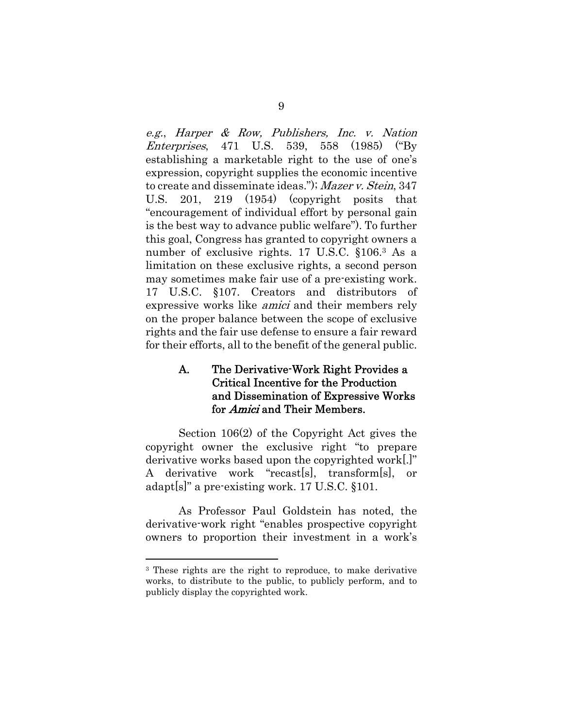*e.g.*, *Harper & Row, Publishers, Inc. v. Nation Enterprises*, 471 U.S. 539, 558 (1985) ("By establishing a marketable right to the use of one's expression, copyright supplies the economic incentive to create and disseminate ideas."); *Mazer v. Stein*, 347 U.S. 201, 219 (1954) (copyright posits that "encouragement of individual effort by personal gain is the best way to advance public welfare"). To further this goal, Congress has granted to copyright owners a number of exclusive rights. 17 U.S.C. §106.[3] As a limitation on these exclusive rights, a second person may sometimes make fair use of a pre-existing work. 17 U.S.C. §107. Creators and distributors of expressive works like *amici* and their members rely on the proper balance between the scope of exclusive rights and the fair use defense to ensure a fair reward for their efforts, all to the benefit of the general public.

### A. The Derivative-Work Right Provides a Critical Incentive for the Production and Dissemination of Expressive Works for *Amici* and Their Members.

Section 106(2) of the Copyright Act gives the copyright owner the exclusive right "to prepare derivative works based upon the copyrighted work[.]" A derivative work "recast[s], transform[s], or adapt[s]" a pre-existing work. 17 U.S.C. §101.

As Professor Paul Goldstein has noted, the derivative-work right "enables prospective copyright owners to proportion their investment in a work's

---

[3] These rights are the right to reproduce, to make derivative works, to distribute to the public, to publicly perform, and to publicly display the copyrighted work.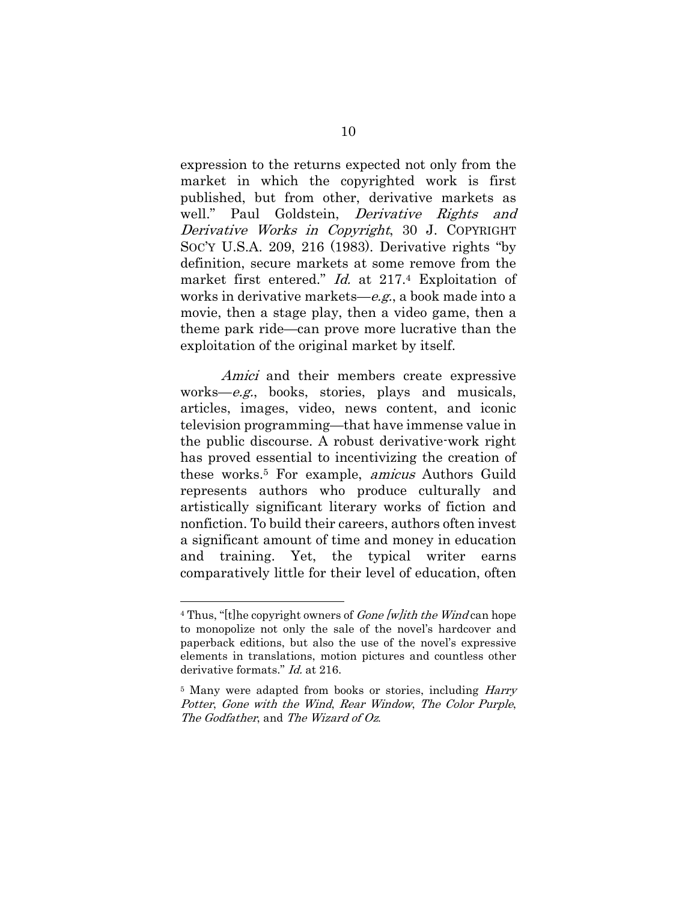expression to the returns expected not only from the market in which the copyrighted work is first published, but from other, derivative markets as well." Paul Goldstein, *Derivative Rights and Derivative Works in Copyright*, 30 J. COPYRIGHT SOC'Y U.S.A. 209, 216 (1983). Derivative rights "by definition, secure markets at some remove from the market first entered." *Id.* at 217.[4] Exploitation of works in derivative markets—*e.g.*, a book made into a movie, then a stage play, then a video game, then a theme park ride—can prove more lucrative than the exploitation of the original market by itself.

*Amici* and their members create expressive works—*e.g.*, books, stories, plays and musicals, articles, images, video, news content, and iconic television programming—that have immense value in the public discourse. A robust derivative-work right has proved essential to incentivizing the creation of these works.[5] For example, *amicus* Authors Guild represents authors who produce culturally and artistically significant literary works of fiction and nonfiction. To build their careers, authors often invest a significant amount of time and money in education and training. Yet, the typical writer earns comparatively little for their level of education, often

---

[4] Thus, "[t]he copyright owners of *Gone [w]ith the Wind* can hope to monopolize not only the sale of the novel's hardcover and paperback editions, but also the use of the novel's expressive elements in translations, motion pictures and countless other derivative formats." *Id.* at 216.

[5] Many were adapted from books or stories, including *Harry Potter*, *Gone with the Wind*, *Rear Window*, *The Color Purple*, *The Godfather*, and *The Wizard of Oz*.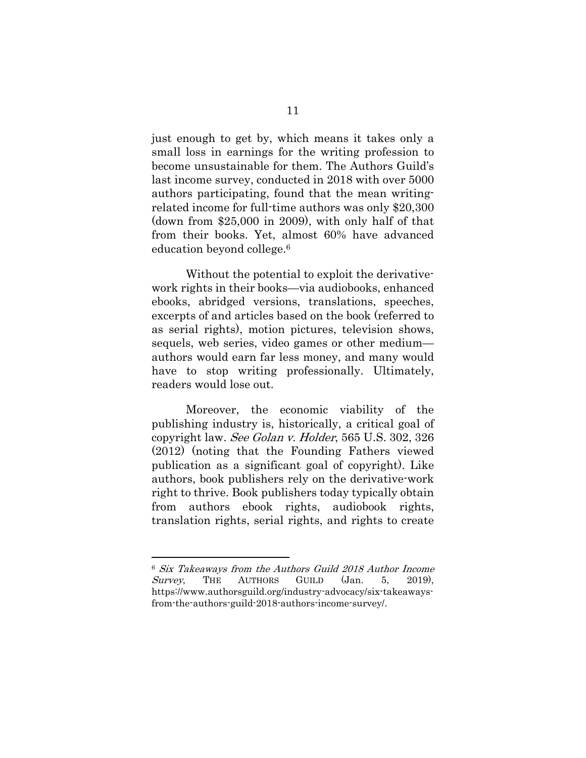just enough to get by, which means it takes only a small loss in earnings for the writing profession to become unsustainable for them. The Authors Guild's last income survey, conducted in 2018 with over 5000 authors participating, found that the mean writing-related income for full-time authors was only $20,300 (down from $25,000 in 2009), with only half of that from their books. Yet, almost 60% have advanced education beyond college.[6]

Without the potential to exploit the derivative-work rights in their books—via audiobooks, enhanced ebooks, abridged versions, translations, speeches, excerpts of and articles based on the book (referred to as serial rights), motion pictures, television shows, sequels, web series, video games or other medium—authors would earn far less money, and many would have to stop writing professionally. Ultimately, readers would lose out.

Moreover, the economic viability of the publishing industry is, historically, a critical goal of copyright law. *See Golan v. Holder*, 565 U.S. 302, 326 (2012) (noting that the Founding Fathers viewed publication as a significant goal of copyright). Like authors, book publishers rely on the derivative-work right to thrive. Book publishers today typically obtain from authors ebook rights, audiobook rights, translation rights, serial rights, and rights to create

---

[6] *Six Takeaways from the Authors Guild 2018 Author Income Survey*, THE AUTHORS GUILD (Jan. 5, 2019), https://www.authorsguild.org/industry-advocacy/six-takeaways-from-the-authors-guild-2018-authors-income-survey/.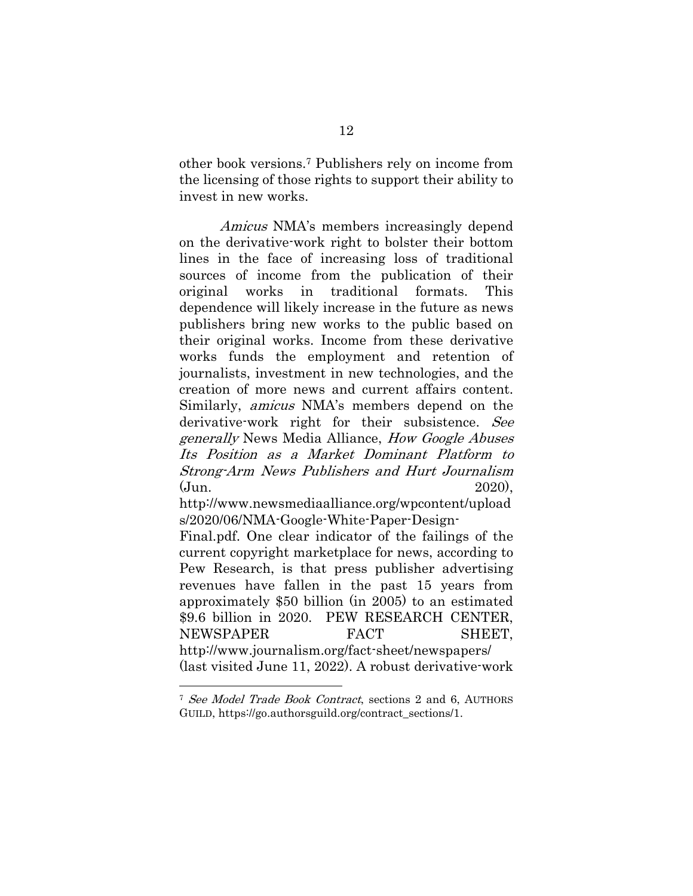other book versions.[7] Publishers rely on income from the licensing of those rights to support their ability to invest in new works.

*Amicus* NMA's members increasingly depend on the derivative-work right to bolster their bottom lines in the face of increasing loss of traditional sources of income from the publication of their original works in traditional formats. This dependence will likely increase in the future as news publishers bring new works to the public based on their original works. Income from these derivative works funds the employment and retention of journalists, investment in new technologies, and the creation of more news and current affairs content. Similarly, *amicus* NMA's members depend on the derivative-work right for their subsistence. *See generally* News Media Alliance, *How Google Abuses Its Position as a Market Dominant Platform to Strong-Arm News Publishers and Hurt Journalism* (Jun. 2020), http://www.newsmediaalliance.org/wpcontent/uploads/2020/06/NMA-Google-White-Paper-Design-Final.pdf. One clear indicator of the failings of the current copyright marketplace for news, according to Pew Research, is that press publisher advertising revenues have fallen in the past 15 years from approximately $50 billion (in 2005) to an estimated $9.6 billion in 2020. PEW RESEARCH CENTER, NEWSPAPER FACT SHEET, http://www.journalism.org/fact-sheet/newspapers/ (last visited June 11, 2022). A robust derivative-work

---

[7] *See Model Trade Book Contract*, sections 2 and 6, AUTHORS GUILD, https://go.authorsguild.org/contract_sections/1.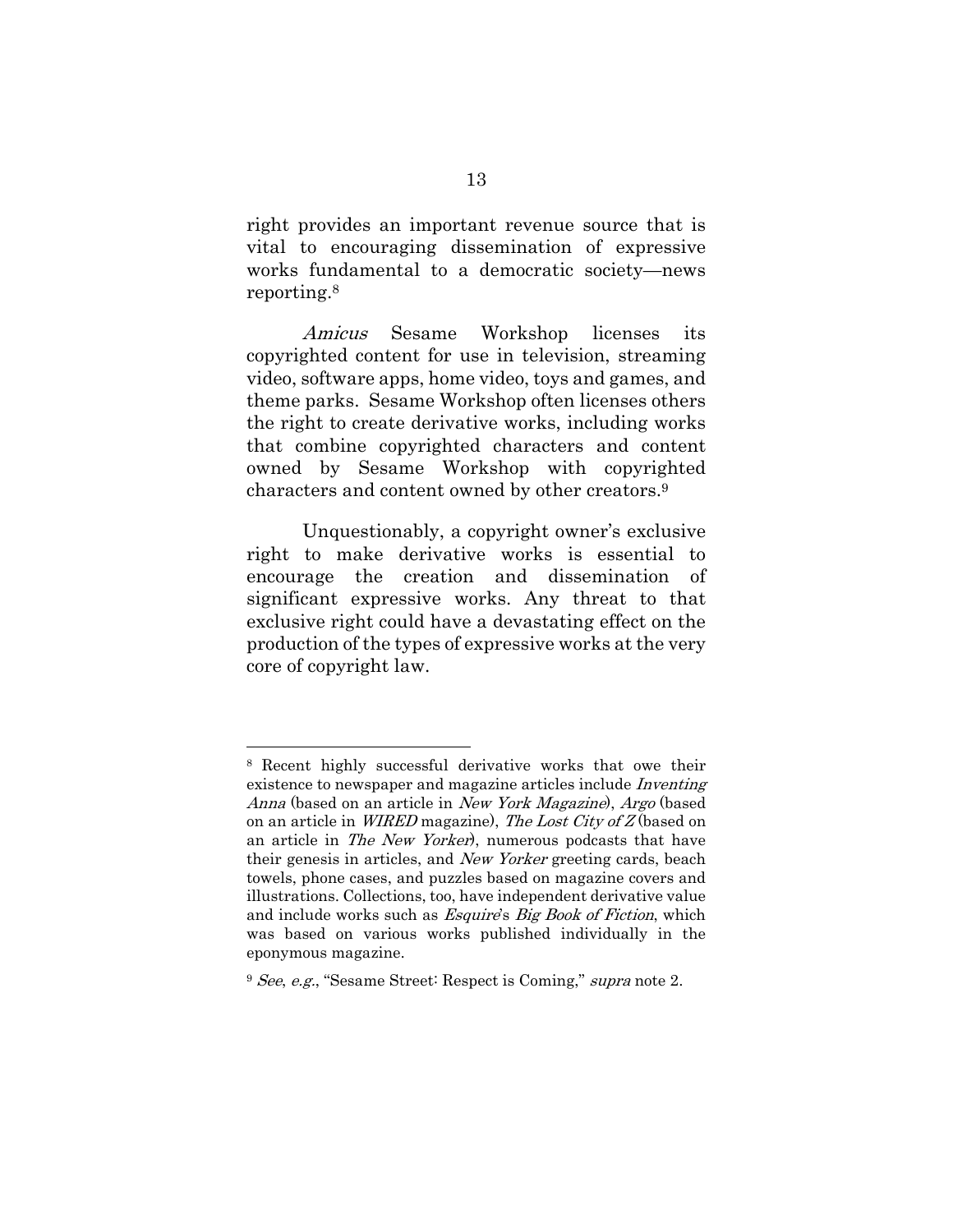right provides an important revenue source that is vital to encouraging dissemination of expressive works fundamental to a democratic society—news reporting.[8]

*Amicus* Sesame Workshop licenses its copyrighted content for use in television, streaming video, software apps, home video, toys and games, and theme parks. Sesame Workshop often licenses others the right to create derivative works, including works that combine copyrighted characters and content owned by Sesame Workshop with copyrighted characters and content owned by other creators.[9]

Unquestionably, a copyright owner's exclusive right to make derivative works is essential to encourage the creation and dissemination of significant expressive works. Any threat to that exclusive right could have a devastating effect on the production of the types of expressive works at the very core of copyright law.

---

[8] Recent highly successful derivative works that owe their existence to newspaper and magazine articles include *Inventing Anna* (based on an article in *New York Magazine*), *Argo* (based on an article in *WIRED* magazine), *The Lost City of Z* (based on an article in *The New Yorker*), numerous podcasts that have their genesis in articles, and *New Yorker* greeting cards, beach towels, phone cases, and puzzles based on magazine covers and illustrations. Collections, too, have independent derivative value and include works such as *Esquire*'s *Big Book of Fiction*, which was based on various works published individually in the eponymous magazine.

[9] *See*, *e.g.*, "Sesame Street: Respect is Coming," *supra* note 2.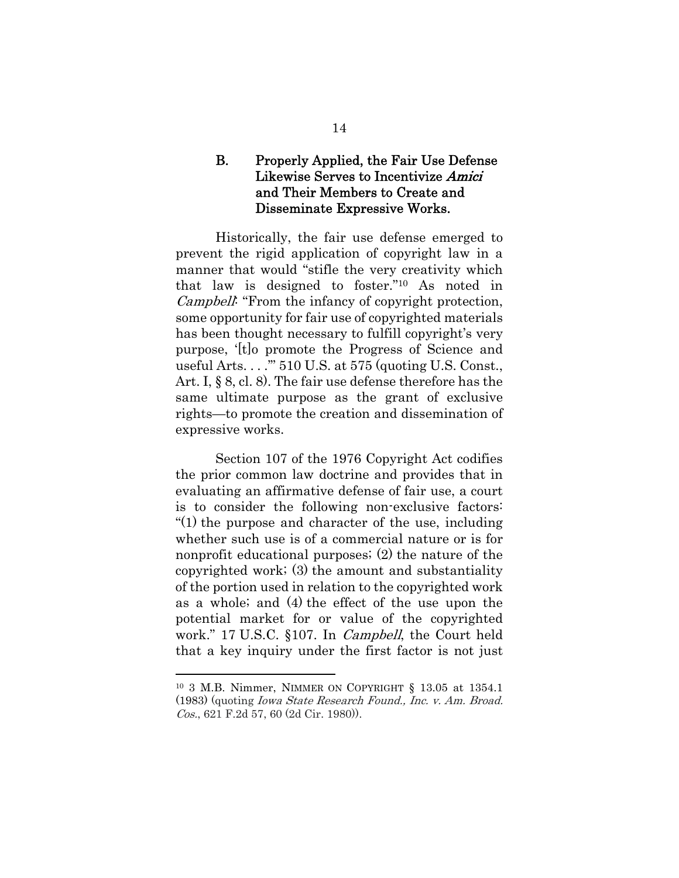### B. Properly Applied, the Fair Use Defense Likewise Serves to Incentivize *Amici* and Their Members to Create and Disseminate Expressive Works.

Historically, the fair use defense emerged to prevent the rigid application of copyright law in a manner that would "stifle the very creativity which that law is designed to foster."[10] As noted in *Campbell*: "From the infancy of copyright protection, some opportunity for fair use of copyrighted materials has been thought necessary to fulfill copyright's very purpose, '[t]o promote the Progress of Science and useful Arts. . . .'" 510 U.S. at 575 (quoting U.S. Const., Art. I, § 8, cl. 8). The fair use defense therefore has the same ultimate purpose as the grant of exclusive rights—to promote the creation and dissemination of expressive works.

Section 107 of the 1976 Copyright Act codifies the prior common law doctrine and provides that in evaluating an affirmative defense of fair use, a court is to consider the following non-exclusive factors: "(1) the purpose and character of the use, including whether such use is of a commercial nature or is for nonprofit educational purposes; (2) the nature of the copyrighted work; (3) the amount and substantiality of the portion used in relation to the copyrighted work as a whole; and (4) the effect of the use upon the potential market for or value of the copyrighted work." 17 U.S.C. §107. In *Campbell*, the Court held that a key inquiry under the first factor is not just

---

[10] 3 M.B. Nimmer, NIMMER ON COPYRIGHT § 13.05 at 1354.1 (1983) (quoting *Iowa State Research Found., Inc. v. Am. Broad. Cos.*, 621 F.2d 57, 60 (2d Cir. 1980)).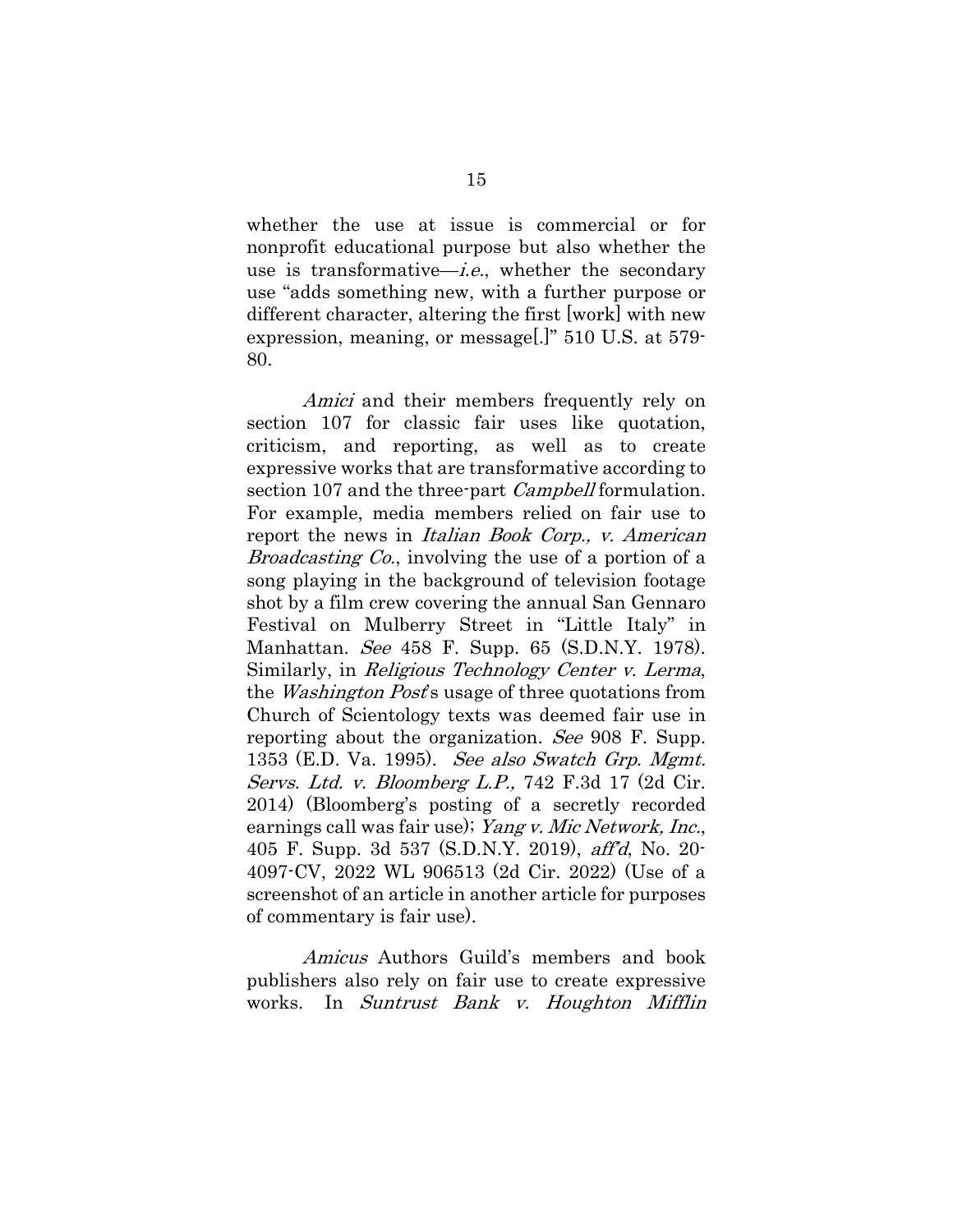whether the use at issue is commercial or for nonprofit educational purpose but also whether the use is transformative—*i.e.*, whether the secondary use "adds something new, with a further purpose or different character, altering the first [work] with new expression, meaning, or message[.]" 510 U.S. at 579-80.

*Amici* and their members frequently rely on section 107 for classic fair uses like quotation, criticism, and reporting, as well as to create expressive works that are transformative according to section 107 and the three-part *Campbell* formulation. For example, media members relied on fair use to report the news in *Italian Book Corp., v. American Broadcasting Co.*, involving the use of a portion of a song playing in the background of television footage shot by a film crew covering the annual San Gennaro Festival on Mulberry Street in "Little Italy" in Manhattan. *See* 458 F. Supp. 65 (S.D.N.Y. 1978). Similarly, in *Religious Technology Center v. Lerma*, the *Washington Post*'s usage of three quotations from Church of Scientology texts was deemed fair use in reporting about the organization. *See* 908 F. Supp. 1353 (E.D. Va. 1995). *See also Swatch Grp. Mgmt. Servs. Ltd. v. Bloomberg L.P.,* 742 F.3d 17 (2d Cir. 2014) (Bloomberg's posting of a secretly recorded earnings call was fair use); *Yang v. Mic Network, Inc.*, 405 F. Supp. 3d 537 (S.D.N.Y. 2019), *aff'd*, No. 20-4097-CV, 2022 WL 906513 (2d Cir. 2022) (Use of a screenshot of an article in another article for purposes of commentary is fair use).

*Amicus* Authors Guild's members and book publishers also rely on fair use to create expressive works. In *Suntrust Bank v. Houghton Mifflin*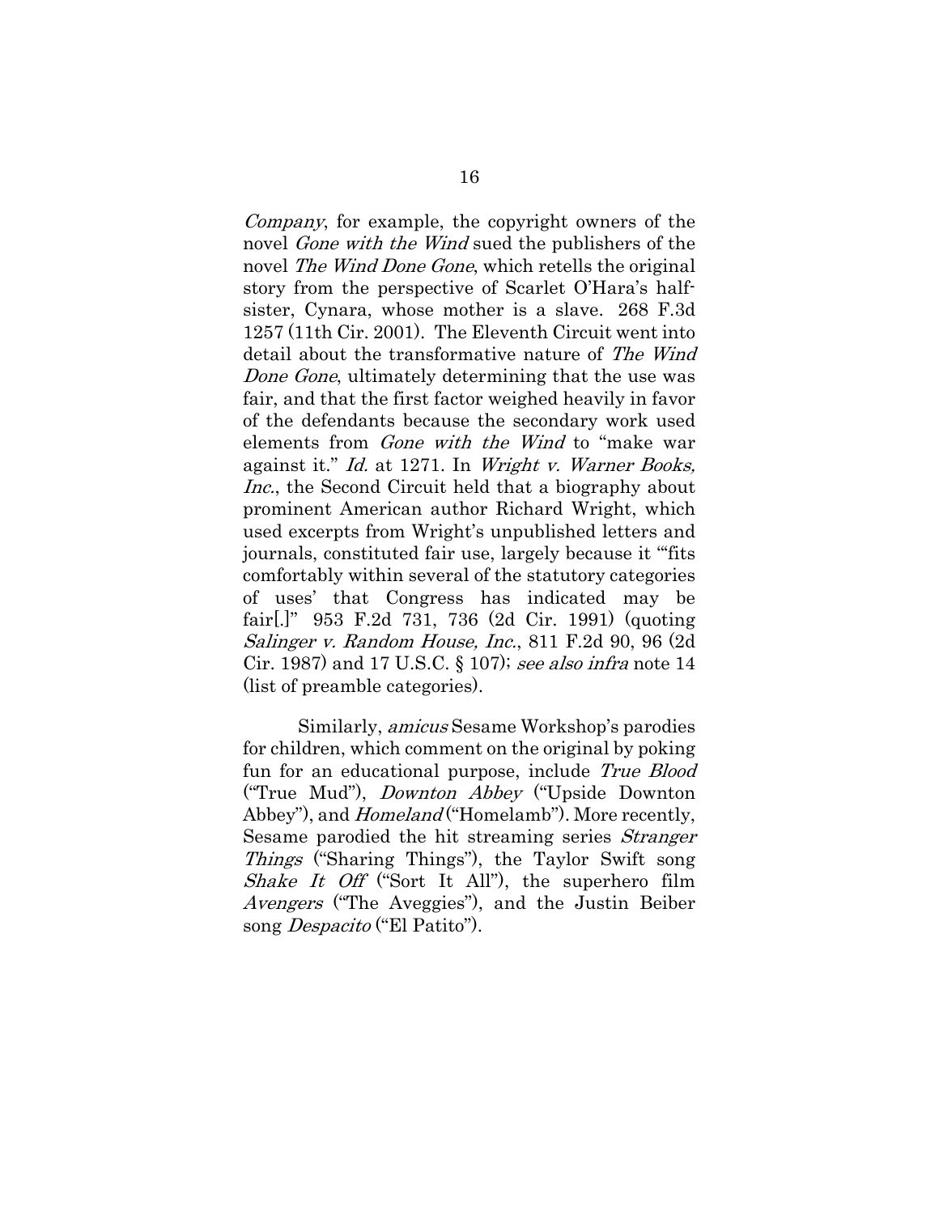*Company*, for example, the copyright owners of the novel *Gone with the Wind* sued the publishers of the novel *The Wind Done Gone*, which retells the original story from the perspective of Scarlet O'Hara's half-sister, Cynara, whose mother is a slave. 268 F.3d 1257 (11th Cir. 2001). The Eleventh Circuit went into detail about the transformative nature of *The Wind Done Gone*, ultimately determining that the use was fair, and that the first factor weighed heavily in favor of the defendants because the secondary work used elements from *Gone with the Wind* to "make war against it." *Id.* at 1271. In *Wright v. Warner Books, Inc.*, the Second Circuit held that a biography about prominent American author Richard Wright, which used excerpts from Wright's unpublished letters and journals, constituted fair use, largely because it "'fits comfortably within several of the statutory categories of uses' that Congress has indicated may be fair[.]" 953 F.2d 731, 736 (2d Cir. 1991) (quoting *Salinger v. Random House, Inc.*, 811 F.2d 90, 96 (2d Cir. 1987) and 17 U.S.C. § 107); *see also infra* note 14 (list of preamble categories).

Similarly, *amicus* Sesame Workshop's parodies for children, which comment on the original by poking fun for an educational purpose, include *True Blood* ("True Mud"), *Downton Abbey* ("Upside Downton Abbey"), and *Homeland* ("Homelamb"). More recently, Sesame parodied the hit streaming series *Stranger Things* ("Sharing Things"), the Taylor Swift song *Shake It Off* ("Sort It All"), the superhero film *Avengers* ("The Aveggies"), and the Justin Beiber song *Despacito* ("El Patito").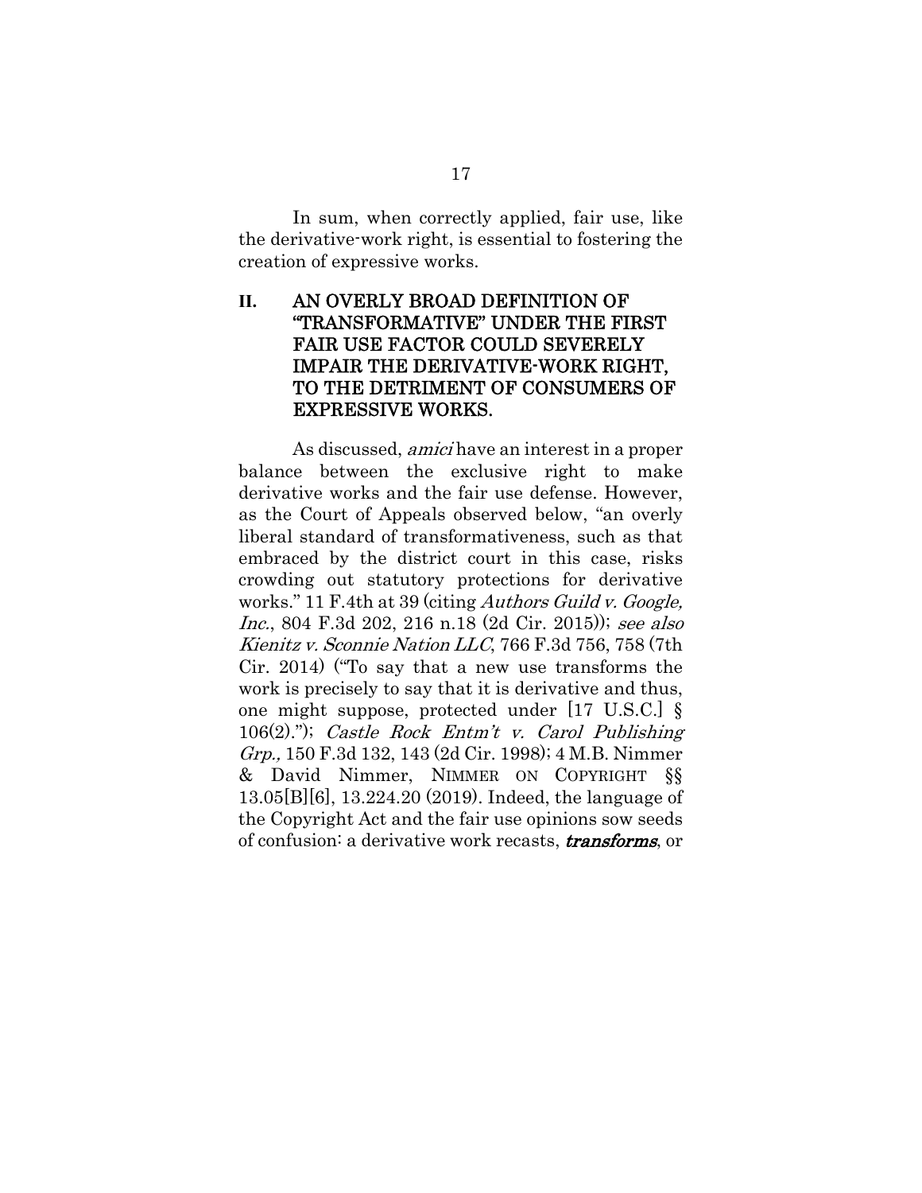In sum, when correctly applied, fair use, like the derivative-work right, is essential to fostering the creation of expressive works.

## II. AN OVERLY BROAD DEFINITION OF "TRANSFORMATIVE" UNDER THE FIRST FAIR USE FACTOR COULD SEVERELY IMPAIR THE DERIVATIVE-WORK RIGHT, TO THE DETRIMENT OF CONSUMERS OF EXPRESSIVE WORKS.

As discussed, *amici* have an interest in a proper balance between the exclusive right to make derivative works and the fair use defense. However, as the Court of Appeals observed below, "an overly liberal standard of transformativeness, such as that embraced by the district court in this case, risks crowding out statutory protections for derivative works." 11 F.4th at 39 (citing *Authors Guild v. Google, Inc.*, 804 F.3d 202, 216 n.18 (2d Cir. 2015)); *see also Kienitz v. Sconnie Nation LLC*, 766 F.3d 756, 758 (7th Cir. 2014) ("To say that a new use transforms the work is precisely to say that it is derivative and thus, one might suppose, protected under [17 U.S.C.] § 106(2)."); *Castle Rock Entm't v. Carol Publishing Grp.,* 150 F.3d 132, 143 (2d Cir. 1998); 4 M.B. Nimmer & David Nimmer, NIMMER ON COPYRIGHT §§ 13.05[B][6], 13.224.20 (2019). Indeed, the language of the Copyright Act and the fair use opinions sow seeds of confusion: a derivative work recasts, ***transforms***, or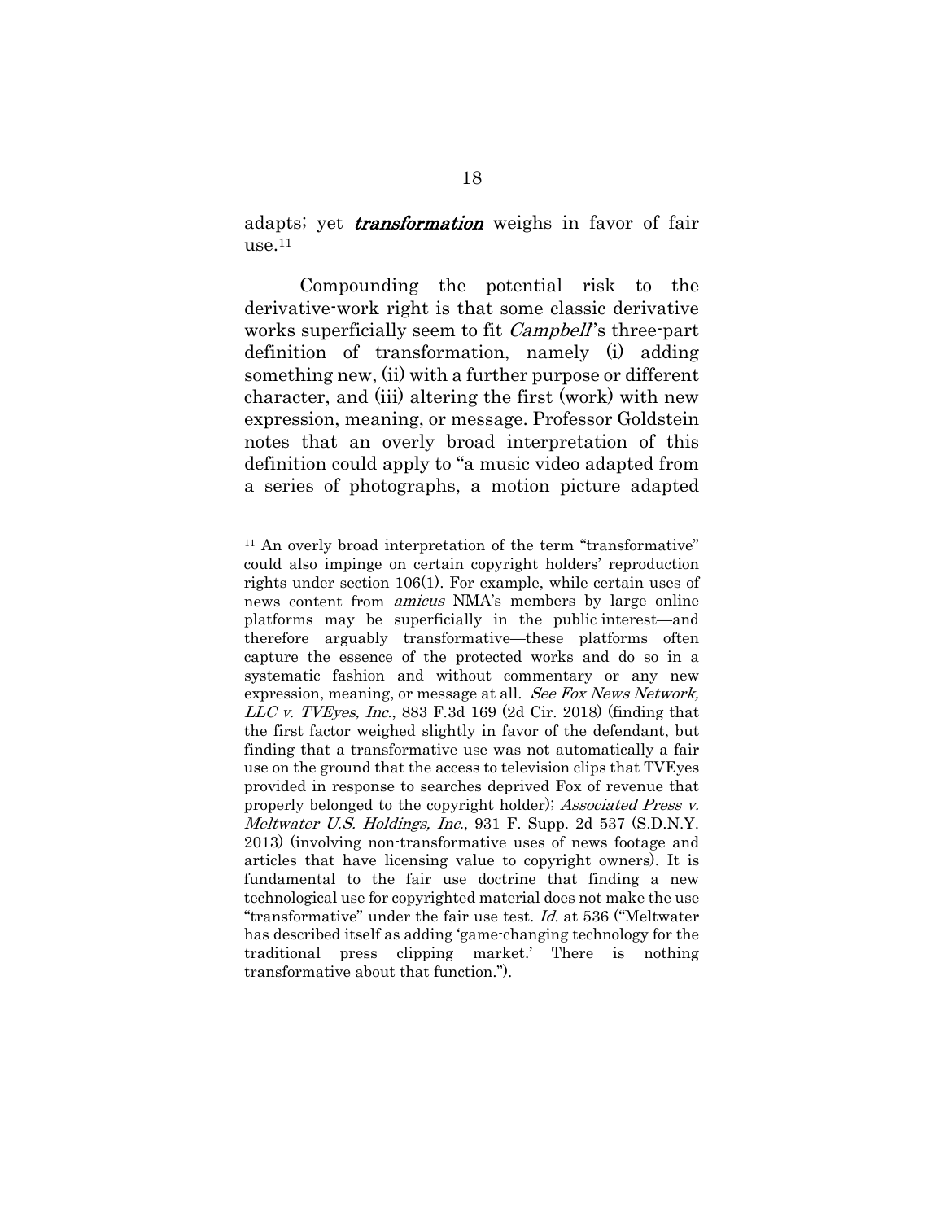adapts; yet ***transformation*** weighs in favor of fair use.[11]

Compounding the potential risk to the derivative-work right is that some classic derivative works superficially seem to fit *Campbell*'s three-part definition of transformation, namely (i) adding something new, (ii) with a further purpose or different character, and (iii) altering the first (work) with new expression, meaning, or message. Professor Goldstein notes that an overly broad interpretation of this definition could apply to "a music video adapted from a series of photographs, a motion picture adapted

---

[11] An overly broad interpretation of the term "transformative" could also impinge on certain copyright holders' reproduction rights under section 106(1). For example, while certain uses of news content from *amicus* NMA's members by large online platforms may be superficially in the public interest—and therefore arguably transformative—these platforms often capture the essence of the protected works and do so in a systematic fashion and without commentary or any new expression, meaning, or message at all. *See Fox News Network, LLC v. TVEyes, Inc.*, 883 F.3d 169 (2d Cir. 2018) (finding that the first factor weighed slightly in favor of the defendant, but finding that a transformative use was not automatically a fair use on the ground that the access to television clips that TVEyes provided in response to searches deprived Fox of revenue that properly belonged to the copyright holder); *Associated Press v. Meltwater U.S. Holdings, Inc.*, 931 F. Supp. 2d 537 (S.D.N.Y. 2013) (involving non-transformative uses of news footage and articles that have licensing value to copyright owners). It is fundamental to the fair use doctrine that finding a new technological use for copyrighted material does not make the use "transformative" under the fair use test. *Id.* at 536 ("Meltwater has described itself as adding 'game-changing technology for the traditional press clipping market.' There is nothing transformative about that function.").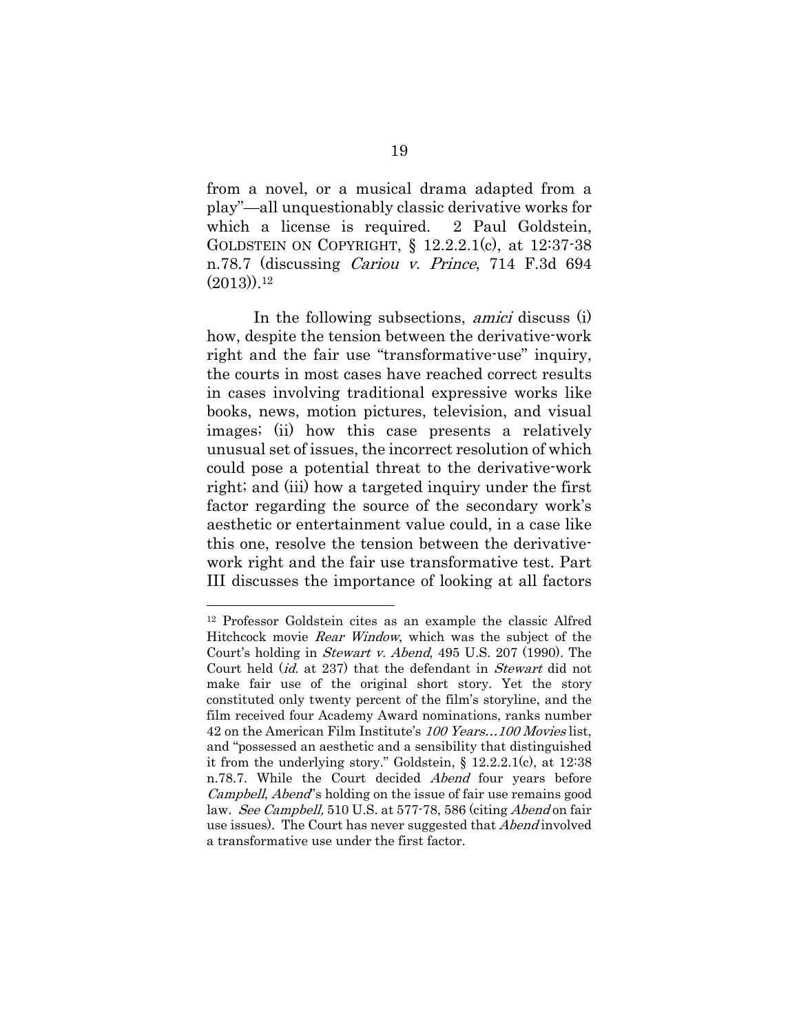from a novel, or a musical drama adapted from a play"—all unquestionably classic derivative works for which a license is required. 2 Paul Goldstein, GOLDSTEIN ON COPYRIGHT, § 12.2.2.1(c), at 12:37-38 n.78.7 (discussing *Cariou v. Prince*, 714 F.3d 694 (2013)).[12]

In the following subsections, *amici* discuss (i) how, despite the tension between the derivative-work right and the fair use "transformative-use" inquiry, the courts in most cases have reached correct results in cases involving traditional expressive works like books, news, motion pictures, television, and visual images; (ii) how this case presents a relatively unusual set of issues, the incorrect resolution of which could pose a potential threat to the derivative-work right; and (iii) how a targeted inquiry under the first factor regarding the source of the secondary work's aesthetic or entertainment value could, in a case like this one, resolve the tension between the derivative-work right and the fair use transformative test. Part III discusses the importance of looking at all factors

---

[12] Professor Goldstein cites as an example the classic Alfred Hitchcock movie *Rear Window*, which was the subject of the Court's holding in *Stewart v. Abend*, 495 U.S. 207 (1990). The Court held (*id.* at 237) that the defendant in *Stewart* did not make fair use of the original short story. Yet the story constituted only twenty percent of the film's storyline, and the film received four Academy Award nominations, ranks number 42 on the American Film Institute's *100 Years…100 Movies* list, and "possessed an aesthetic and a sensibility that distinguished it from the underlying story." Goldstein, § 12.2.2.1(c), at 12:38 n.78.7. While the Court decided *Abend* four years before *Campbell*, *Abend*'s holding on the issue of fair use remains good law. *See Campbell,* 510 U.S. at 577-78, 586 (citing *Abend* on fair use issues). The Court has never suggested that *Abend* involved a transformative use under the first factor.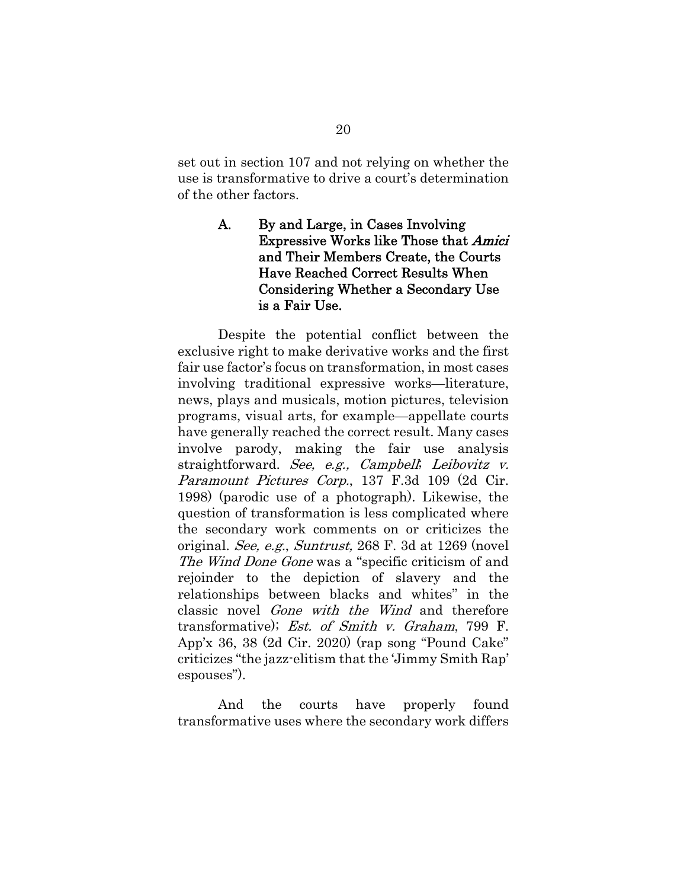set out in section 107 and not relying on whether the use is transformative to drive a court's determination of the other factors.

### A. By and Large, in Cases Involving Expressive Works like Those that *Amici* and Their Members Create, the Courts Have Reached Correct Results When Considering Whether a Secondary Use is a Fair Use.

Despite the potential conflict between the exclusive right to make derivative works and the first fair use factor's focus on transformation, in most cases involving traditional expressive works—literature, news, plays and musicals, motion pictures, television programs, visual arts, for example—appellate courts have generally reached the correct result. Many cases involve parody, making the fair use analysis straightforward. *See, e.g., Campbell*; *Leibovitz v. Paramount Pictures Corp.*, 137 F.3d 109 (2d Cir. 1998) (parodic use of a photograph). Likewise, the question of transformation is less complicated where the secondary work comments on or criticizes the original. *See, e.g.*, *Suntrust,* 268 F. 3d at 1269 (novel *The Wind Done Gone* was a "specific criticism of and rejoinder to the depiction of slavery and the relationships between blacks and whites" in the classic novel *Gone with the Wind* and therefore transformative); *Est. of Smith v. Graham*, 799 F. App'x 36, 38 (2d Cir. 2020) (rap song "Pound Cake" criticizes "the jazz-elitism that the 'Jimmy Smith Rap' espouses").

And the courts have properly found transformative uses where the secondary work differs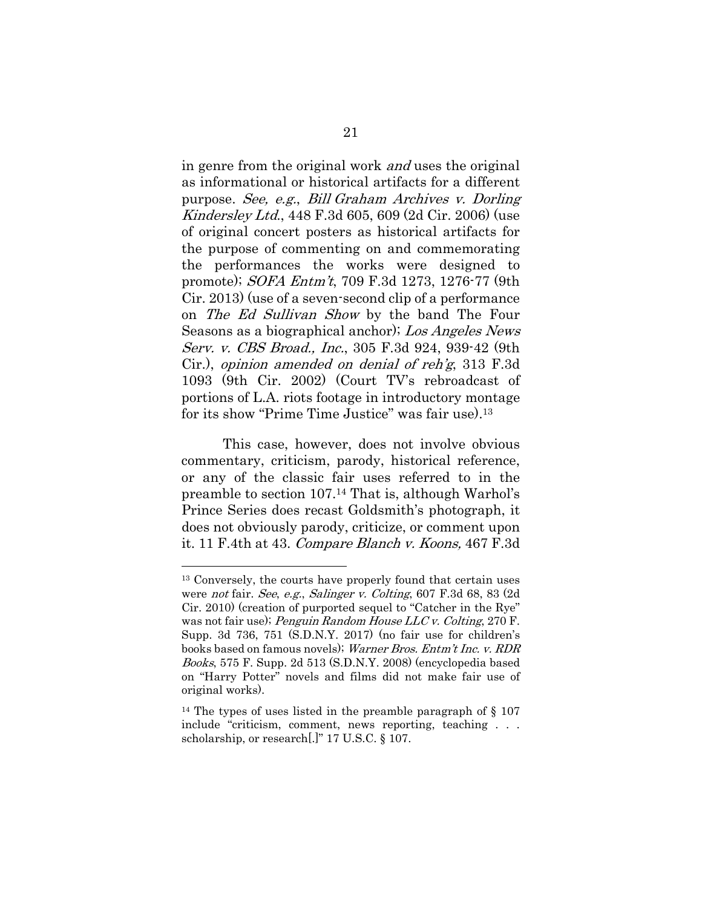in genre from the original work *and* uses the original as informational or historical artifacts for a different purpose. *See, e.g.*, *Bill Graham Archives v. Dorling Kindersley Ltd.*, 448 F.3d 605, 609 (2d Cir. 2006) (use of original concert posters as historical artifacts for the purpose of commenting on and commemorating the performances the works were designed to promote); *SOFA Entm't*, 709 F.3d 1273, 1276-77 (9th Cir. 2013) (use of a seven-second clip of a performance on *The Ed Sullivan Show* by the band The Four Seasons as a biographical anchor); *Los Angeles News Serv. v. CBS Broad., Inc.*, 305 F.3d 924, 939-42 (9th Cir.), *opinion amended on denial of reh'g*, 313 F.3d 1093 (9th Cir. 2002) (Court TV's rebroadcast of portions of L.A. riots footage in introductory montage for its show "Prime Time Justice" was fair use).[13]

This case, however, does not involve obvious commentary, criticism, parody, historical reference, or any of the classic fair uses referred to in the preamble to section 107.[14] That is, although Warhol's Prince Series does recast Goldsmith's photograph, it does not obviously parody, criticize, or comment upon it. 11 F.4th at 43. *Compare Blanch v. Koons,* 467 F.3d

---

[13] Conversely, the courts have properly found that certain uses were *not* fair. *See*, *e.g.*, *Salinger v. Colting*, 607 F.3d 68, 83 (2d Cir. 2010) (creation of purported sequel to "Catcher in the Rye" was not fair use); *Penguin Random House LLC v. Colting*, 270 F. Supp. 3d 736, 751 (S.D.N.Y. 2017) (no fair use for children's books based on famous novels); *Warner Bros. Entm't Inc. v. RDR Books*, 575 F. Supp. 2d 513 (S.D.N.Y. 2008) (encyclopedia based on "Harry Potter" novels and films did not make fair use of original works).

[14] The types of uses listed in the preamble paragraph of § 107 include "criticism, comment, news reporting, teaching . . . scholarship, or research[.]" 17 U.S.C. § 107.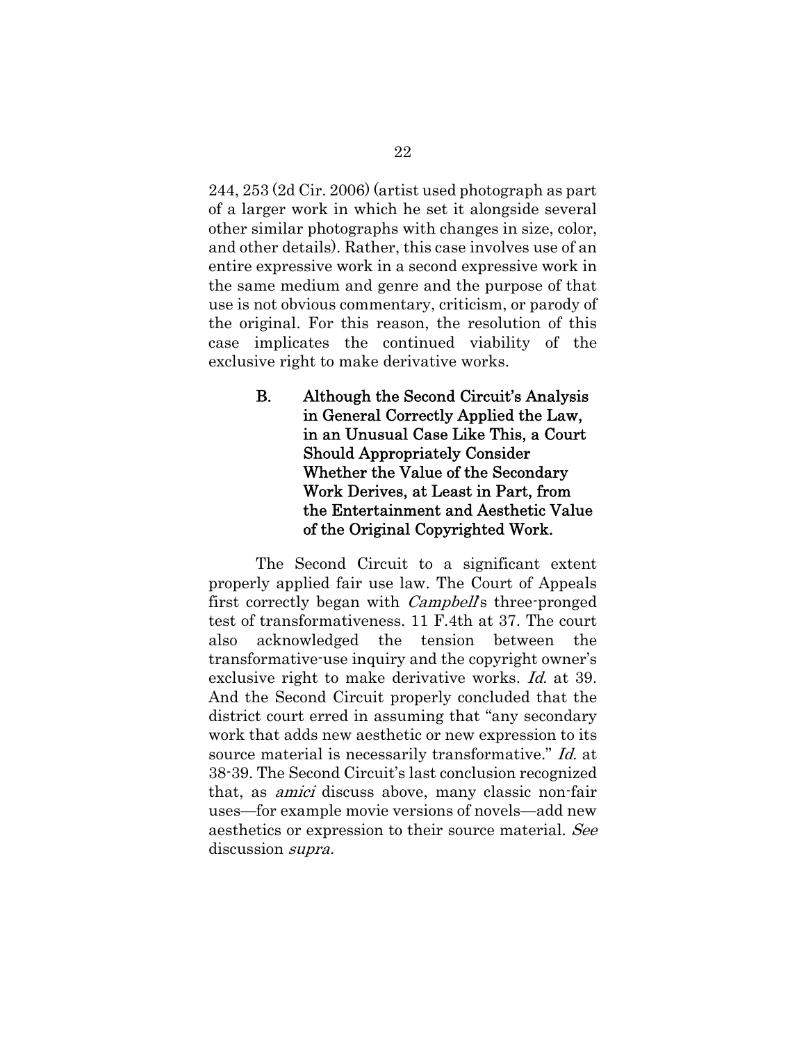244, 253 (2d Cir. 2006) (artist used photograph as part of a larger work in which he set it alongside several other similar photographs with changes in size, color, and other details). Rather, this case involves use of an entire expressive work in a second expressive work in the same medium and genre and the purpose of that use is not obvious commentary, criticism, or parody of the original. For this reason, the resolution of this case implicates the continued viability of the exclusive right to make derivative works.

### B. Although the Second Circuit's Analysis in General Correctly Applied the Law, in an Unusual Case Like This, a Court Should Appropriately Consider Whether the Value of the Secondary Work Derives, at Least in Part, from the Entertainment and Aesthetic Value of the Original Copyrighted Work.

The Second Circuit to a significant extent properly applied fair use law. The Court of Appeals first correctly began with *Campbell*'s three-pronged test of transformativeness. 11 F.4th at 37. The court also acknowledged the tension between the transformative-use inquiry and the copyright owner's exclusive right to make derivative works. *Id.* at 39. And the Second Circuit properly concluded that the district court erred in assuming that "any secondary work that adds new aesthetic or new expression to its source material is necessarily transformative." *Id.* at 38-39. The Second Circuit's last conclusion recognized that, as *amici* discuss above, many classic non-fair uses—for example movie versions of novels—add new aesthetics or expression to their source material. *See* discussion *supra.*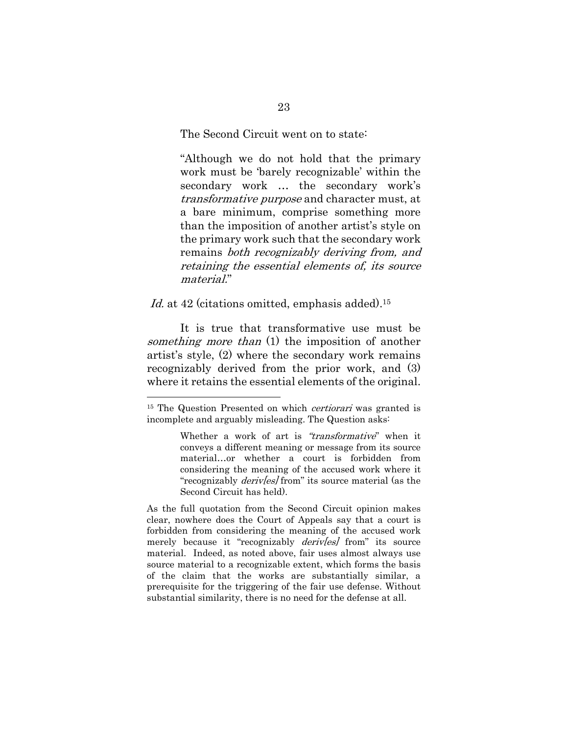The Second Circuit went on to state:

> "Although we do not hold that the primary work must be 'barely recognizable' within the secondary work … the secondary work's *transformative purpose* and character must, at a bare minimum, comprise something more than the imposition of another artist's style on the primary work such that the secondary work remains *both recognizably deriving from, and retaining the essential elements of, its source material*."

*Id.* at 42 (citations omitted, emphasis added).[15]

It is true that transformative use must be *something more than* (1) the imposition of another artist's style, (2) where the secondary work remains recognizably derived from the prior work, and (3) where it retains the essential elements of the original.

---

[15] The Question Presented on which *certiorari* was granted is incomplete and arguably misleading. The Question asks:

> Whether a work of art is "*transformative*" when it conveys a different meaning or message from its source material…or whether a court is forbidden from considering the meaning of the accused work where it "recognizably *deriv[es]* from" its source material (as the Second Circuit has held).

As the full quotation from the Second Circuit opinion makes clear, nowhere does the Court of Appeals say that a court is forbidden from considering the meaning of the accused work merely because it "recognizably *deriv[es]* from" its source material. Indeed, as noted above, fair uses almost always use source material to a recognizable extent, which forms the basis of the claim that the works are substantially similar, a prerequisite for the triggering of the fair use defense. Without substantial similarity, there is no need for the defense at all.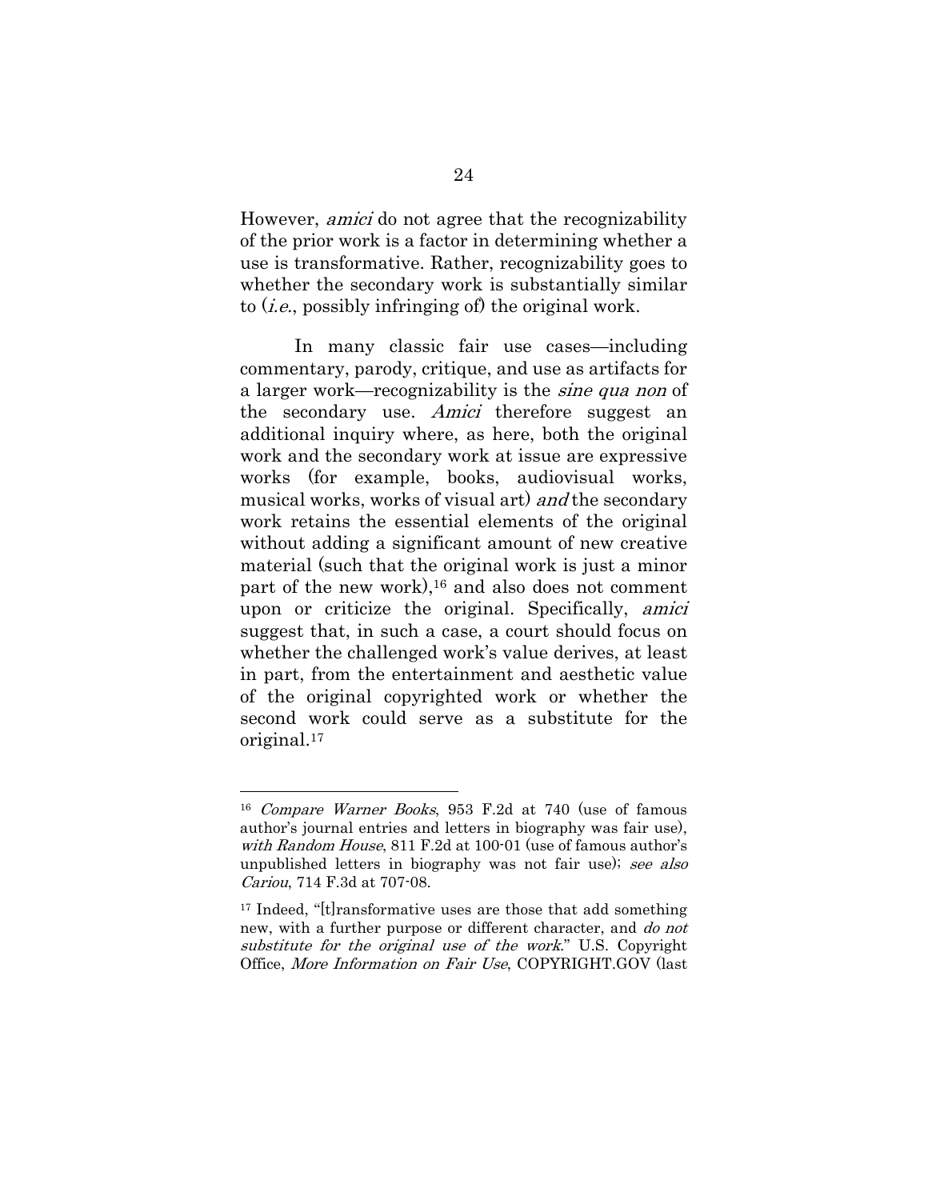However, *amici* do not agree that the recognizability of the prior work is a factor in determining whether a use is transformative. Rather, recognizability goes to whether the secondary work is substantially similar to (*i.e.*, possibly infringing of) the original work.

In many classic fair use cases—including commentary, parody, critique, and use as artifacts for a larger work—recognizability is the *sine qua non* of the secondary use. *Amici* therefore suggest an additional inquiry where, as here, both the original work and the secondary work at issue are expressive works (for example, books, audiovisual works, musical works, works of visual art) *and* the secondary work retains the essential elements of the original without adding a significant amount of new creative material (such that the original work is just a minor part of the new work),[16] and also does not comment upon or criticize the original. Specifically, *amici* suggest that, in such a case, a court should focus on whether the challenged work's value derives, at least in part, from the entertainment and aesthetic value of the original copyrighted work or whether the second work could serve as a substitute for the original.[17]

---

[16] *Compare Warner Books*, 953 F.2d at 740 (use of famous author's journal entries and letters in biography was fair use), *with Random House*, 811 F.2d at 100-01 (use of famous author's unpublished letters in biography was not fair use); *see also Cariou*, 714 F.3d at 707-08.

[17] Indeed, "[t]ransformative uses are those that add something new, with a further purpose or different character, and *do not substitute for the original use of the work*." U.S. Copyright Office, *More Information on Fair Use*, COPYRIGHT.GOV (last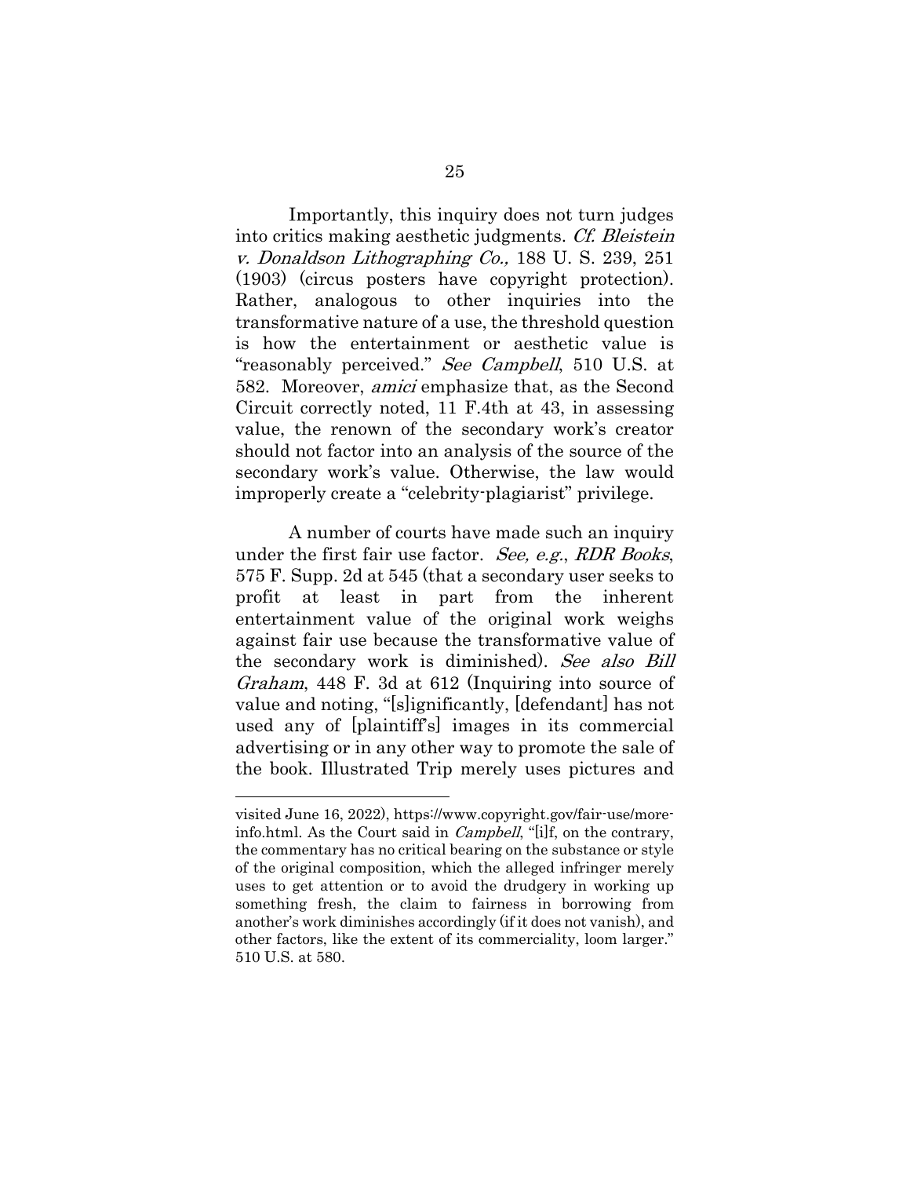Importantly, this inquiry does not turn judges into critics making aesthetic judgments. *Cf. Bleistein v. Donaldson Lithographing Co.,* 188 U. S. 239, 251 (1903) (circus posters have copyright protection). Rather, analogous to other inquiries into the transformative nature of a use, the threshold question is how the entertainment or aesthetic value is "reasonably perceived." *See Campbell*, 510 U.S. at 582. Moreover, *amici* emphasize that, as the Second Circuit correctly noted, 11 F.4th at 43, in assessing value, the renown of the secondary work's creator should not factor into an analysis of the source of the secondary work's value. Otherwise, the law would improperly create a "celebrity-plagiarist" privilege.

A number of courts have made such an inquiry under the first fair use factor. *See, e.g.*, *RDR Books*, 575 F. Supp. 2d at 545 (that a secondary user seeks to profit at least in part from the inherent entertainment value of the original work weighs against fair use because the transformative value of the secondary work is diminished). *See also Bill Graham*, 448 F. 3d at 612 (Inquiring into source of value and noting, "[s]ignificantly, [defendant] has not used any of [plaintiff's] images in its commercial advertising or in any other way to promote the sale of the book. Illustrated Trip merely uses pictures and

---

visited June 16, 2022), https://www.copyright.gov/fair-use/more-info.html. As the Court said in *Campbell*, "[i]f, on the contrary, the commentary has no critical bearing on the substance or style of the original composition, which the alleged infringer merely uses to get attention or to avoid the drudgery in working up something fresh, the claim to fairness in borrowing from another's work diminishes accordingly (if it does not vanish), and other factors, like the extent of its commerciality, loom larger." 510 U.S. at 580.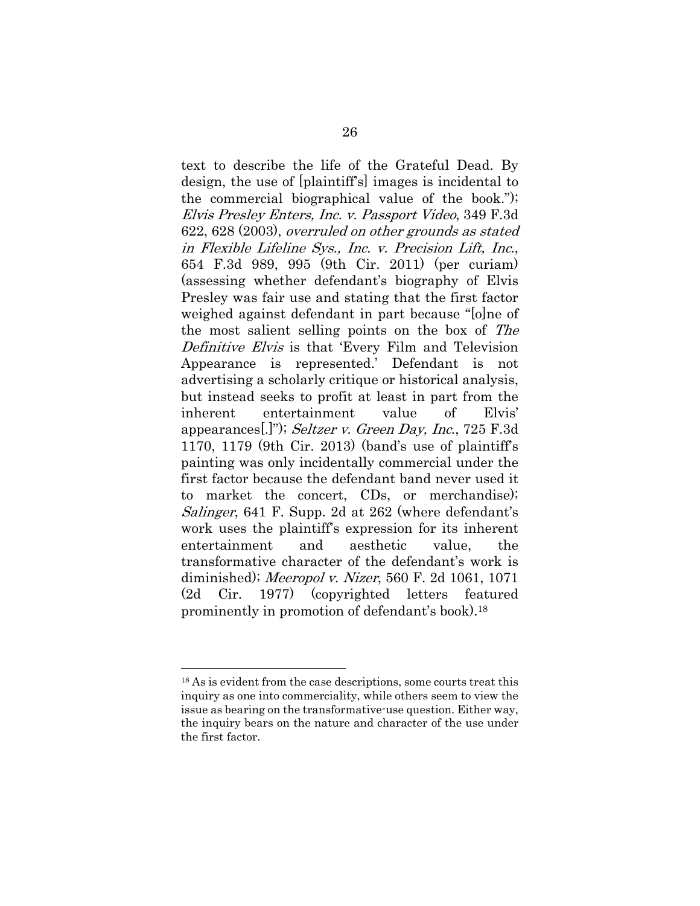text to describe the life of the Grateful Dead. By design, the use of [plaintiff's] images is incidental to the commercial biographical value of the book."); *Elvis Presley Enters, Inc. v. Passport Video*, 349 F.3d 622, 628 (2003), *overruled on other grounds as stated in Flexible Lifeline Sys., Inc. v. Precision Lift, Inc.*, 654 F.3d 989, 995 (9th Cir. 2011) (per curiam) (assessing whether defendant's biography of Elvis Presley was fair use and stating that the first factor weighed against defendant in part because "[o]ne of the most salient selling points on the box of *The Definitive Elvis* is that 'Every Film and Television Appearance is represented.' Defendant is not advertising a scholarly critique or historical analysis, but instead seeks to profit at least in part from the inherent entertainment value of Elvis' appearances[.]"); *Seltzer v. Green Day, Inc.*, 725 F.3d 1170, 1179 (9th Cir. 2013) (band's use of plaintiff's painting was only incidentally commercial under the first factor because the defendant band never used it to market the concert, CDs, or merchandise); *Salinger*, 641 F. Supp. 2d at 262 (where defendant's work uses the plaintiff's expression for its inherent entertainment and aesthetic value, the transformative character of the defendant's work is diminished); *Meeropol v. Nizer*, 560 F. 2d 1061, 1071 (2d Cir. 1977) (copyrighted letters featured prominently in promotion of defendant's book).[18]

---

[18] As is evident from the case descriptions, some courts treat this inquiry as one into commerciality, while others seem to view the issue as bearing on the transformative-use question. Either way, the inquiry bears on the nature and character of the use under the first factor.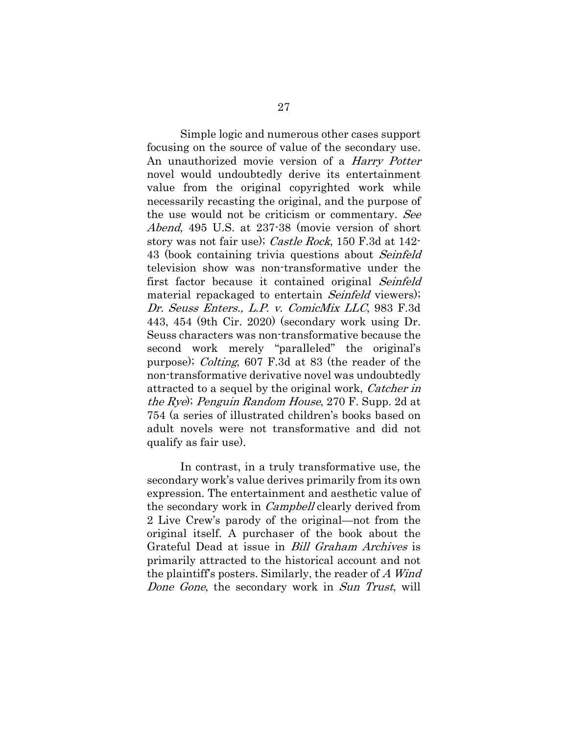Simple logic and numerous other cases support focusing on the source of value of the secondary use. An unauthorized movie version of a *Harry Potter* novel would undoubtedly derive its entertainment value from the original copyrighted work while necessarily recasting the original, and the purpose of the use would not be criticism or commentary. *See Abend*, 495 U.S. at 237-38 (movie version of short story was not fair use); *Castle Rock*, 150 F.3d at 142-43 (book containing trivia questions about *Seinfeld* television show was non-transformative under the first factor because it contained original *Seinfeld* material repackaged to entertain *Seinfeld* viewers); *Dr. Seuss Enters., L.P. v. ComicMix LLC*, 983 F.3d 443, 454 (9th Cir. 2020) (secondary work using Dr. Seuss characters was non-transformative because the second work merely "paralleled" the original's purpose); *Colting*, 607 F.3d at 83 (the reader of the non-transformative derivative novel was undoubtedly attracted to a sequel by the original work, *Catcher in the Rye*); *Penguin Random House*, 270 F. Supp. 2d at 754 (a series of illustrated children's books based on adult novels were not transformative and did not qualify as fair use).

In contrast, in a truly transformative use, the secondary work's value derives primarily from its own expression. The entertainment and aesthetic value of the secondary work in *Campbell* clearly derived from 2 Live Crew's parody of the original—not from the original itself. A purchaser of the book about the Grateful Dead at issue in *Bill Graham Archives* is primarily attracted to the historical account and not the plaintiff's posters. Similarly, the reader of *A Wind Done Gone*, the secondary work in *Sun Trust*, will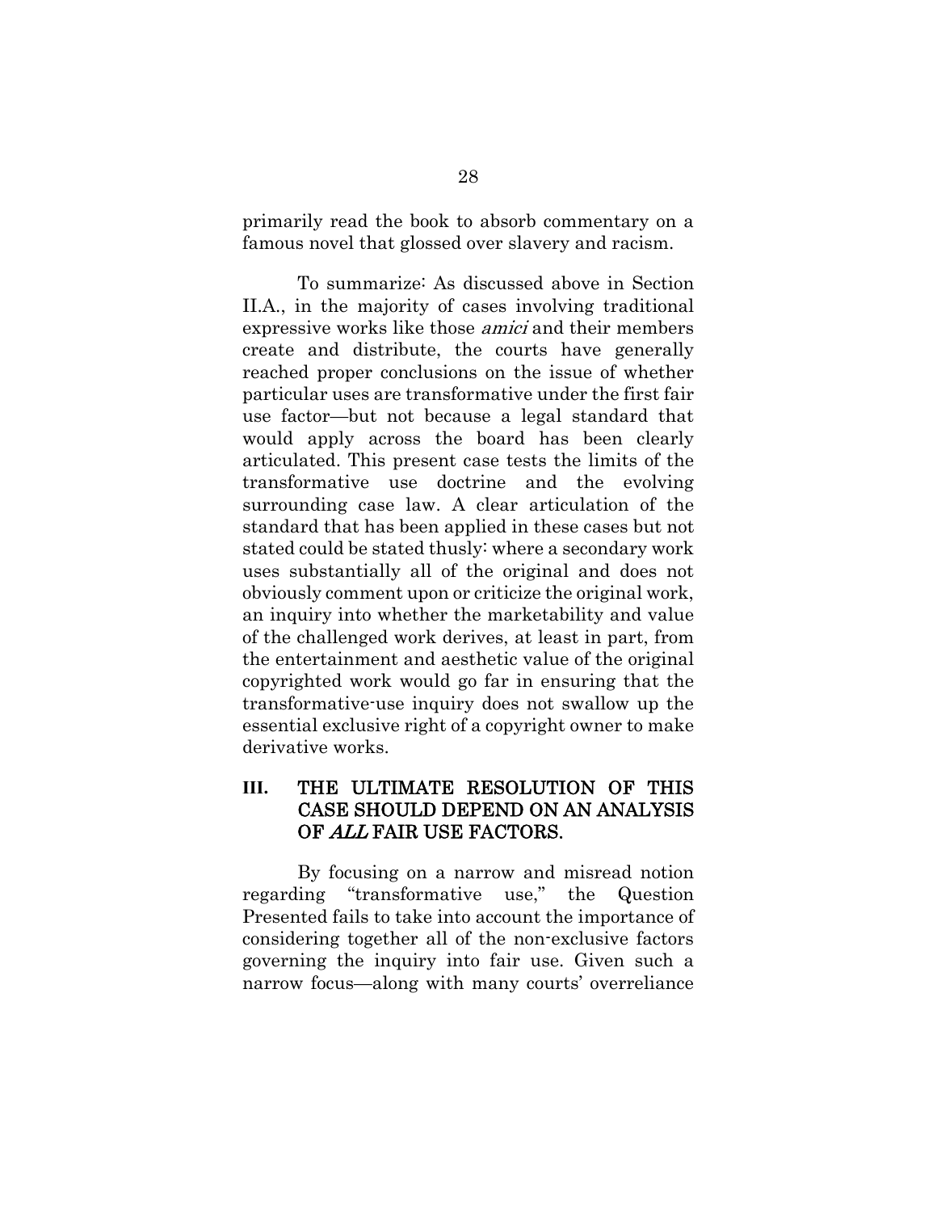primarily read the book to absorb commentary on a famous novel that glossed over slavery and racism.

To summarize: As discussed above in Section II.A., in the majority of cases involving traditional expressive works like those *amici* and their members create and distribute, the courts have generally reached proper conclusions on the issue of whether particular uses are transformative under the first fair use factor—but not because a legal standard that would apply across the board has been clearly articulated. This present case tests the limits of the transformative use doctrine and the evolving surrounding case law. A clear articulation of the standard that has been applied in these cases but not stated could be stated thusly: where a secondary work uses substantially all of the original and does not obviously comment upon or criticize the original work, an inquiry into whether the marketability and value of the challenged work derives, at least in part, from the entertainment and aesthetic value of the original copyrighted work would go far in ensuring that the transformative-use inquiry does not swallow up the essential exclusive right of a copyright owner to make derivative works.

## III. THE ULTIMATE RESOLUTION OF THIS CASE SHOULD DEPEND ON AN ANALYSIS OF *ALL* FAIR USE FACTORS.

By focusing on a narrow and misread notion regarding "transformative use," the Question Presented fails to take into account the importance of considering together all of the non-exclusive factors governing the inquiry into fair use. Given such a narrow focus—along with many courts' overreliance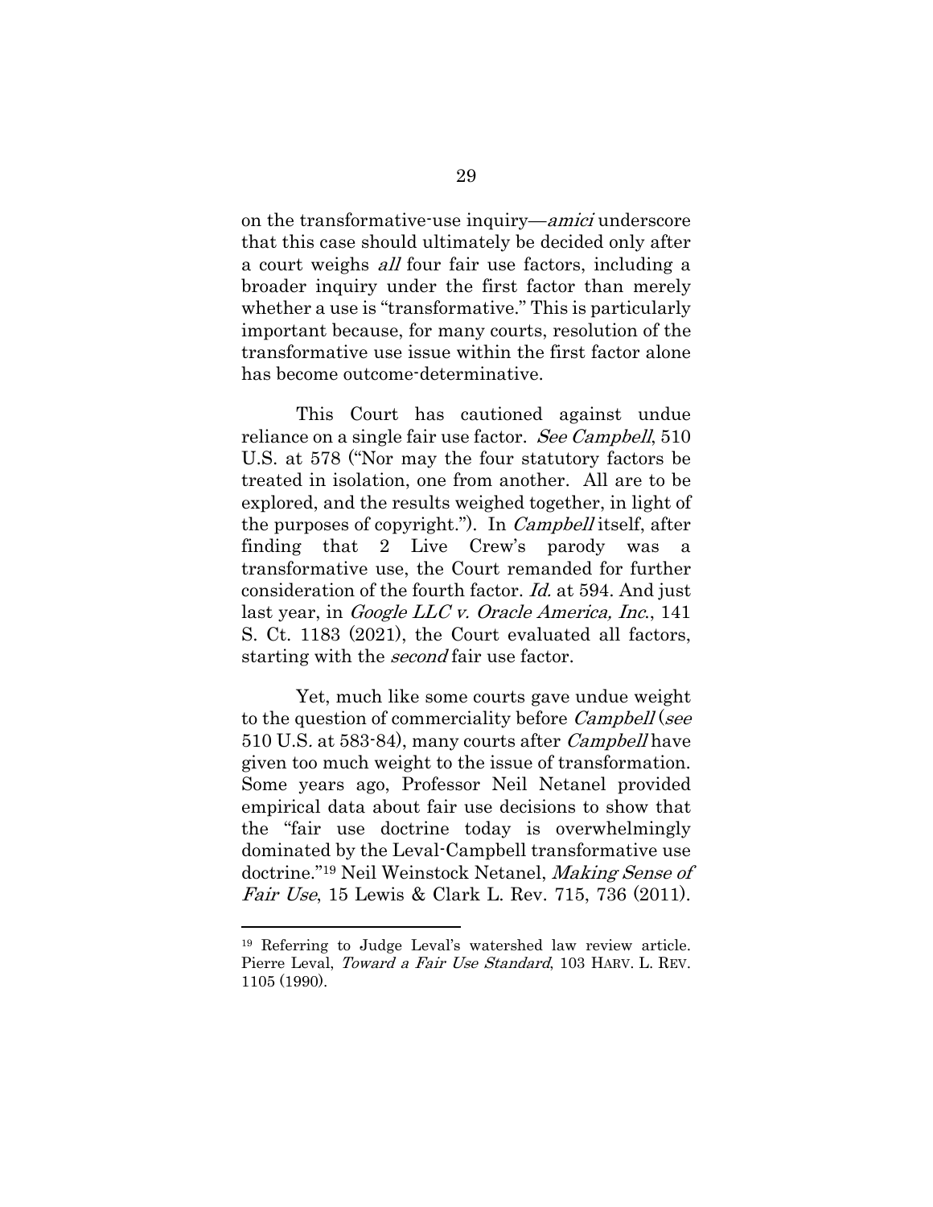on the transformative-use inquiry—*amici* underscore that this case should ultimately be decided only after a court weighs *all* four fair use factors, including a broader inquiry under the first factor than merely whether a use is "transformative." This is particularly important because, for many courts, resolution of the transformative use issue within the first factor alone has become outcome-determinative.

This Court has cautioned against undue reliance on a single fair use factor. *See Campbell*, 510 U.S. at 578 ("Nor may the four statutory factors be treated in isolation, one from another. All are to be explored, and the results weighed together, in light of the purposes of copyright."). In *Campbell* itself, after finding that 2 Live Crew's parody was a transformative use, the Court remanded for further consideration of the fourth factor. *Id.* at 594. And just last year, in *Google LLC v. Oracle America, Inc.*, 141 S. Ct. 1183 (2021), the Court evaluated all factors, starting with the *second* fair use factor.

Yet, much like some courts gave undue weight to the question of commerciality before *Campbell* (*see* 510 U.S. at 583-84), many courts after *Campbell* have given too much weight to the issue of transformation. Some years ago, Professor Neil Netanel provided empirical data about fair use decisions to show that the "fair use doctrine today is overwhelmingly dominated by the Leval-Campbell transformative use doctrine."[19] Neil Weinstock Netanel, *Making Sense of Fair Use*, 15 Lewis & Clark L. Rev. 715, 736 (2011).

---

[19] Referring to Judge Leval's watershed law review article. Pierre Leval, *Toward a Fair Use Standard*, 103 HARV. L. REV. 1105 (1990).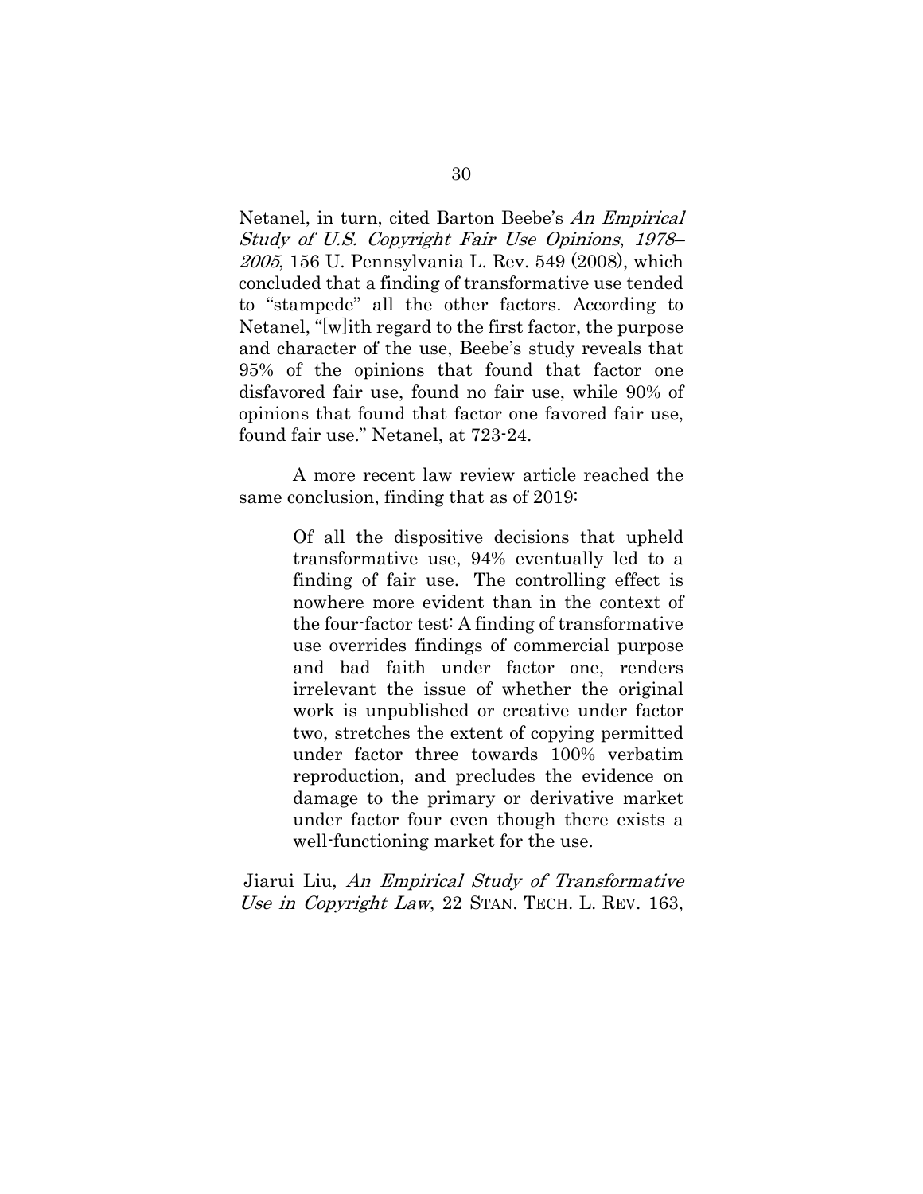Netanel, in turn, cited Barton Beebe's *An Empirical Study of U.S. Copyright Fair Use Opinions, 1978–2005*, 156 U. Pennsylvania L. Rev. 549 (2008), which concluded that a finding of transformative use tended to "stampede" all the other factors. According to Netanel, "[w]ith regard to the first factor, the purpose and character of the use, Beebe's study reveals that 95% of the opinions that found that factor one disfavored fair use, found no fair use, while 90% of opinions that found that factor one favored fair use, found fair use." Netanel, at 723-24.

A more recent law review article reached the same conclusion, finding that as of 2019:

> Of all the dispositive decisions that upheld transformative use, 94% eventually led to a finding of fair use. The controlling effect is nowhere more evident than in the context of the four-factor test: A finding of transformative use overrides findings of commercial purpose and bad faith under factor one, renders irrelevant the issue of whether the original work is unpublished or creative under factor two, stretches the extent of copying permitted under factor three towards 100% verbatim reproduction, and precludes the evidence on damage to the primary or derivative market under factor four even though there exists a well-functioning market for the use.

Jiarui Liu, *An Empirical Study of Transformative Use in Copyright Law*, 22 STAN. TECH. L. REV. 163,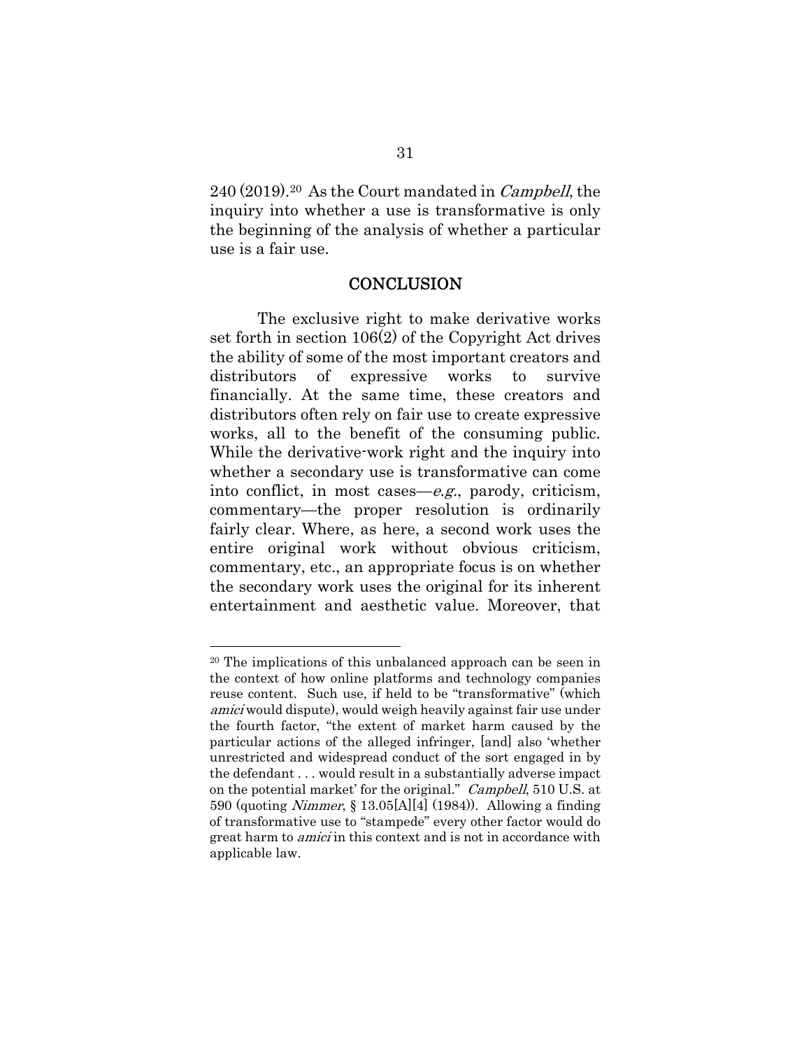240 (2019).[20] As the Court mandated in *Campbell*, the inquiry into whether a use is transformative is only the beginning of the analysis of whether a particular use is a fair use.

## CONCLUSION

The exclusive right to make derivative works set forth in section 106(2) of the Copyright Act drives the ability of some of the most important creators and distributors of expressive works to survive financially. At the same time, these creators and distributors often rely on fair use to create expressive works, all to the benefit of the consuming public. While the derivative-work right and the inquiry into whether a secondary use is transformative can come into conflict, in most cases—*e.g.*, parody, criticism, commentary—the proper resolution is ordinarily fairly clear. Where, as here, a second work uses the entire original work without obvious criticism, commentary, etc., an appropriate focus is on whether the secondary work uses the original for its inherent entertainment and aesthetic value. Moreover, that

---

[20] The implications of this unbalanced approach can be seen in the context of how online platforms and technology companies reuse content. Such use, if held to be "transformative" (which *amici* would dispute), would weigh heavily against fair use under the fourth factor, "the extent of market harm caused by the particular actions of the alleged infringer, [and] also 'whether unrestricted and widespread conduct of the sort engaged in by the defendant . . . would result in a substantially adverse impact on the potential market' for the original." *Campbell*, 510 U.S. at 590 (quoting *Nimmer*, § 13.05[A][4] (1984)). Allowing a finding of transformative use to "stampede" every other factor would do great harm to *amici* in this context and is not in accordance with applicable law.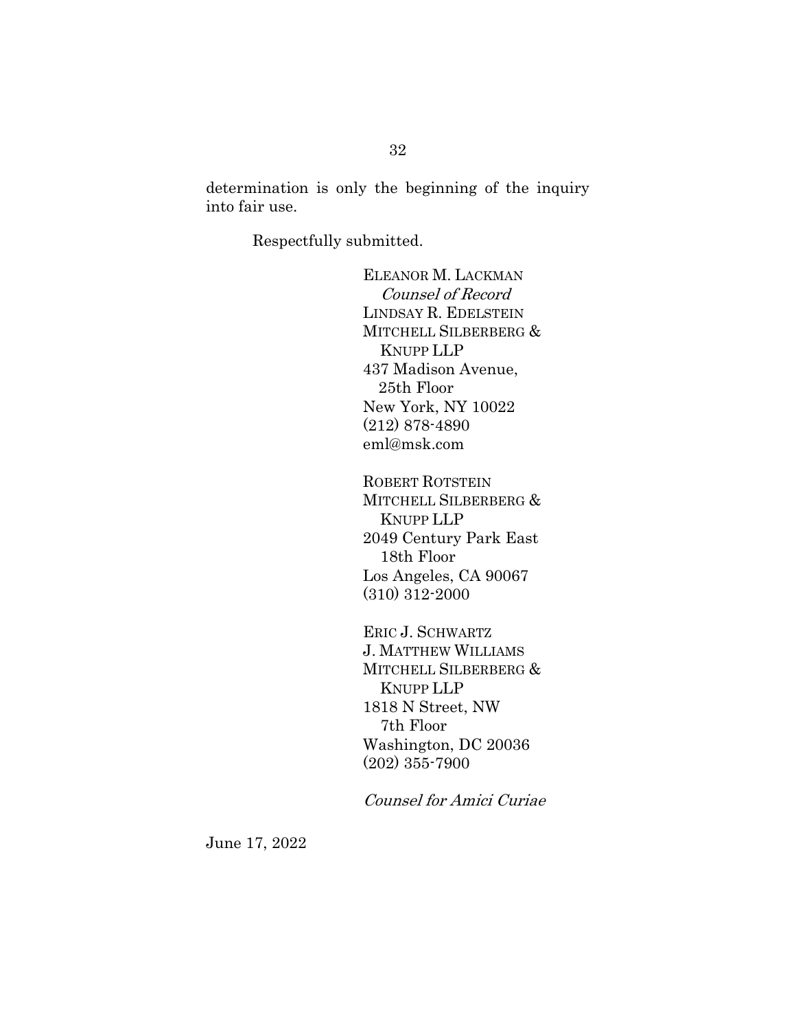determination is only the beginning of the inquiry into fair use.

Respectfully submitted.

ELEANOR M. LACKMAN
*Counsel of Record*
LINDSAY R. EDELSTEIN
MITCHELL SILBERBERG & KNUPP LLP
437 Madison Avenue, 25th Floor
New York, NY 10022
(212) 878-4890
eml@msk.com

ROBERT ROTSTEIN
MITCHELL SILBERBERG & KNUPP LLP
2049 Century Park East 18th Floor
Los Angeles, CA 90067
(310) 312-2000

ERIC J. SCHWARTZ
J. MATTHEW WILLIAMS
MITCHELL SILBERBERG & KNUPP LLP
1818 N Street, NW 7th Floor
Washington, DC 20036
(202) 355-7900

*Counsel for Amici Curiae*

June 17, 2022